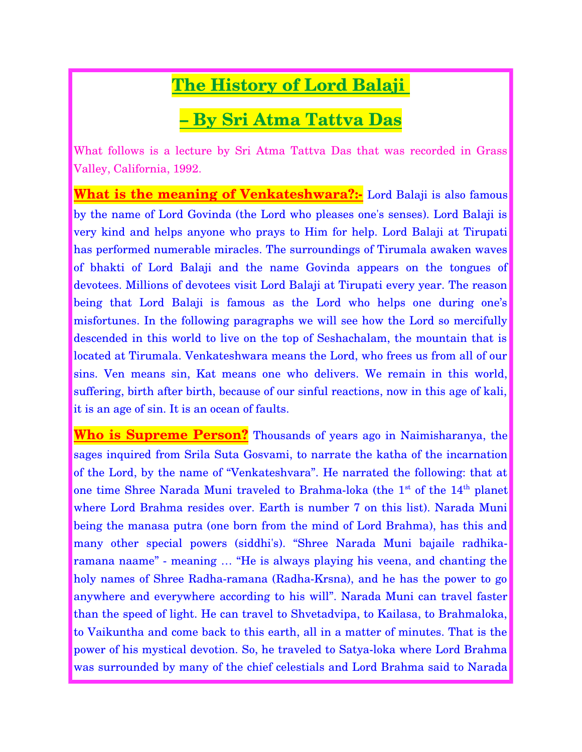# The History of Lord Balaji

# – By Sri Atma Tattva Das

What follows is a lecture by Sri Atma Tattva Das that was recorded in Grass Valley, California, 1992.

**What is the meaning of Venkateshwara?:-** Lord Balaji is also famous by the name of Lord Govinda (the Lord who pleases one's senses). Lord Balaji is very kind and helps anyone who prays to Him for help. Lord Balaji at Tirupati has performed numerable miracles. The surroundings of Tirumala awaken waves of bhakti of Lord Balaji and the name Govinda appears on the tongues of devotees. Millions of devotees visit Lord Balaji at Tirupati every year. The reason being that Lord Balaji is famous as the Lord who helps one during one's misfortunes. In the following paragraphs we will see how the Lord so mercifully descended in this world to live on the top of Seshachalam, the mountain that is located at Tirumala. Venkateshwara means the Lord, who frees us from all of our sins. Ven means sin, Kat means one who delivers. We remain in this world, suffering, birth after birth, because of our sinful reactions, now in this age of kali, it is an age of sin. It is an ocean of faults.

**Who is Supreme Person?** Thousands of years ago in Naimisharanya, the sages inquired from Srila Suta Gosvami, to narrate the katha of the incarnation of the Lord, by the name of "Venkateshvara". He narrated the following: that at one time Shree Narada Muni traveled to Brahma-loka (the 1st of the 14th planet where Lord Brahma resides over. Earth is number 7 on this list). Narada Muni being the manasa putra (one born from the mind of Lord Brahma), has this and many other special powers (siddhi's). "Shree Narada Muni bajaile radhika-ramana naame" - meaning … "He is always playing his veena, and chanting the holy names of Shree Radha-ramana (Radha-Krsna), and he has the power to go anywhere and everywhere according to his will". Narada Muni can travel faster than the speed of light. He can travel to Shvetadvipa, to Kailasa, to Brahmaloka, to Vaikuntha and come back to this earth, all in a matter of minutes. That is the power of his mystical devotion. So, he traveled to Satya-loka where Lord Brahma was surrounded by many of the chief celestials and Lord Brahma said to Narada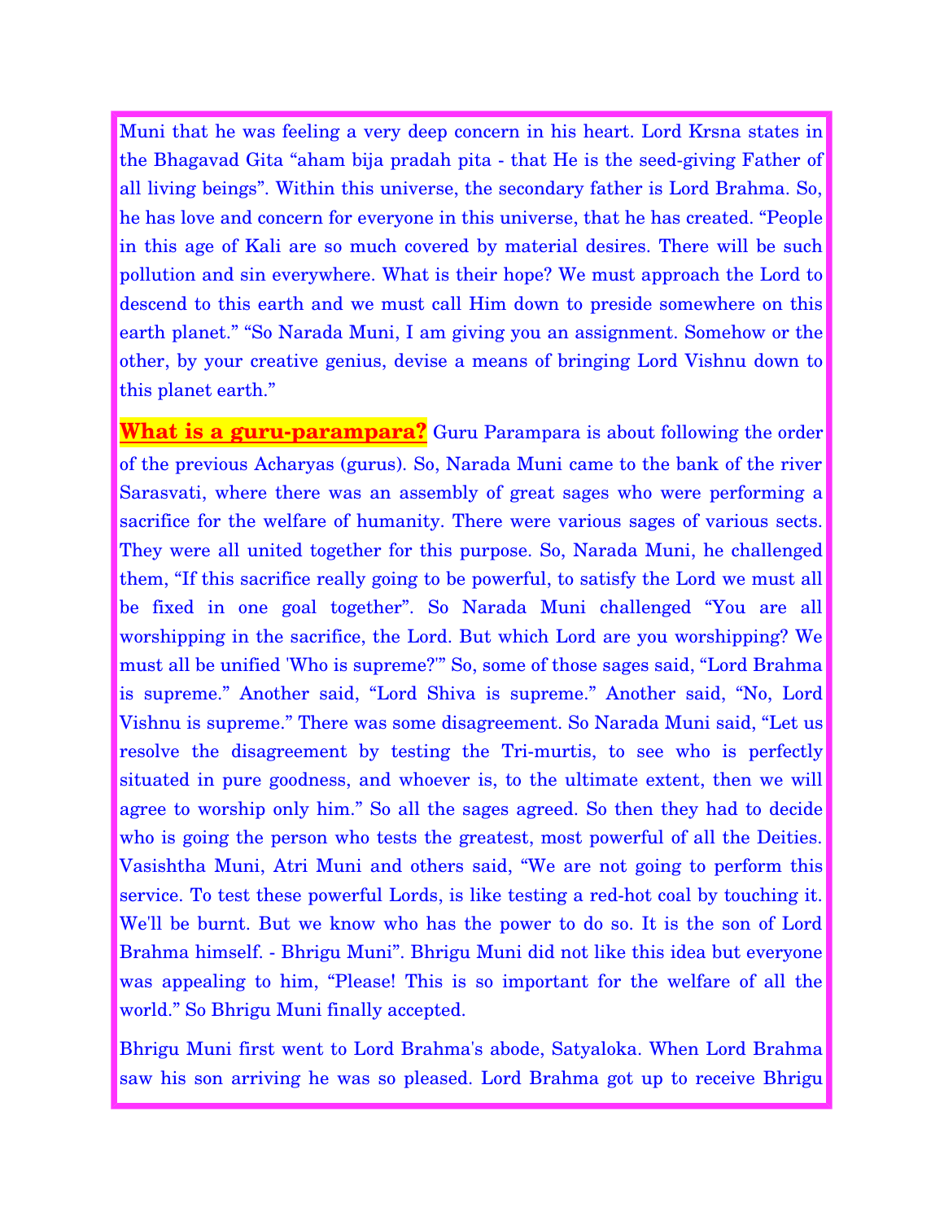Muni that he was feeling a very deep concern in his heart. Lord Krsna states in the Bhagavad Gita "aham bija pradah pita - that He is the seed-giving Father of all living beings". Within this universe, the secondary father is Lord Brahma. So, he has love and concern for everyone in this universe, that he has created. "People in this age of Kali are so much covered by material desires. There will be such pollution and sin everywhere. What is their hope? We must approach the Lord to descend to this earth and we must call Him down to preside somewhere on this earth planet." "So Narada Muni, I am giving you an assignment. Somehow or the other, by your creative genius, devise a means of bringing Lord Vishnu down to this planet earth."

**What is a guru-parampara?** Guru Parampara is about following the order of the previous Acharyas (gurus). So, Narada Muni came to the bank of the river Sarasvati, where there was an assembly of great sages who were performing a sacrifice for the welfare of humanity. There were various sages of various sects. They were all united together for this purpose. So, Narada Muni, he challenged them, "If this sacrifice really going to be powerful, to satisfy the Lord we must all be fixed in one goal together". So Narada Muni challenged "You are all worshipping in the sacrifice, the Lord. But which Lord are you worshipping? We must all be unified 'Who is supreme?'" So, some of those sages said, "Lord Brahma is supreme." Another said, "Lord Shiva is supreme." Another said, "No, Lord Vishnu is supreme." There was some disagreement. So Narada Muni said, "Let us resolve the disagreement by testing the Tri-murtis, to see who is perfectly situated in pure goodness, and whoever is, to the ultimate extent, then we will agree to worship only him." So all the sages agreed. So then they had to decide who is going the person who tests the greatest, most powerful of all the Deities. Vasishtha Muni, Atri Muni and others said, "We are not going to perform this service. To test these powerful Lords, is like testing a red-hot coal by touching it. We'll be burnt. But we know who has the power to do so. It is the son of Lord Brahma himself. - Bhrigu Muni". Bhrigu Muni did not like this idea but everyone was appealing to him, "Please! This is so important for the welfare of all the world." So Bhrigu Muni finally accepted.

Bhrigu Muni first went to Lord Brahma's abode, Satyaloka. When Lord Brahma saw his son arriving he was so pleased. Lord Brahma got up to receive Bhrigu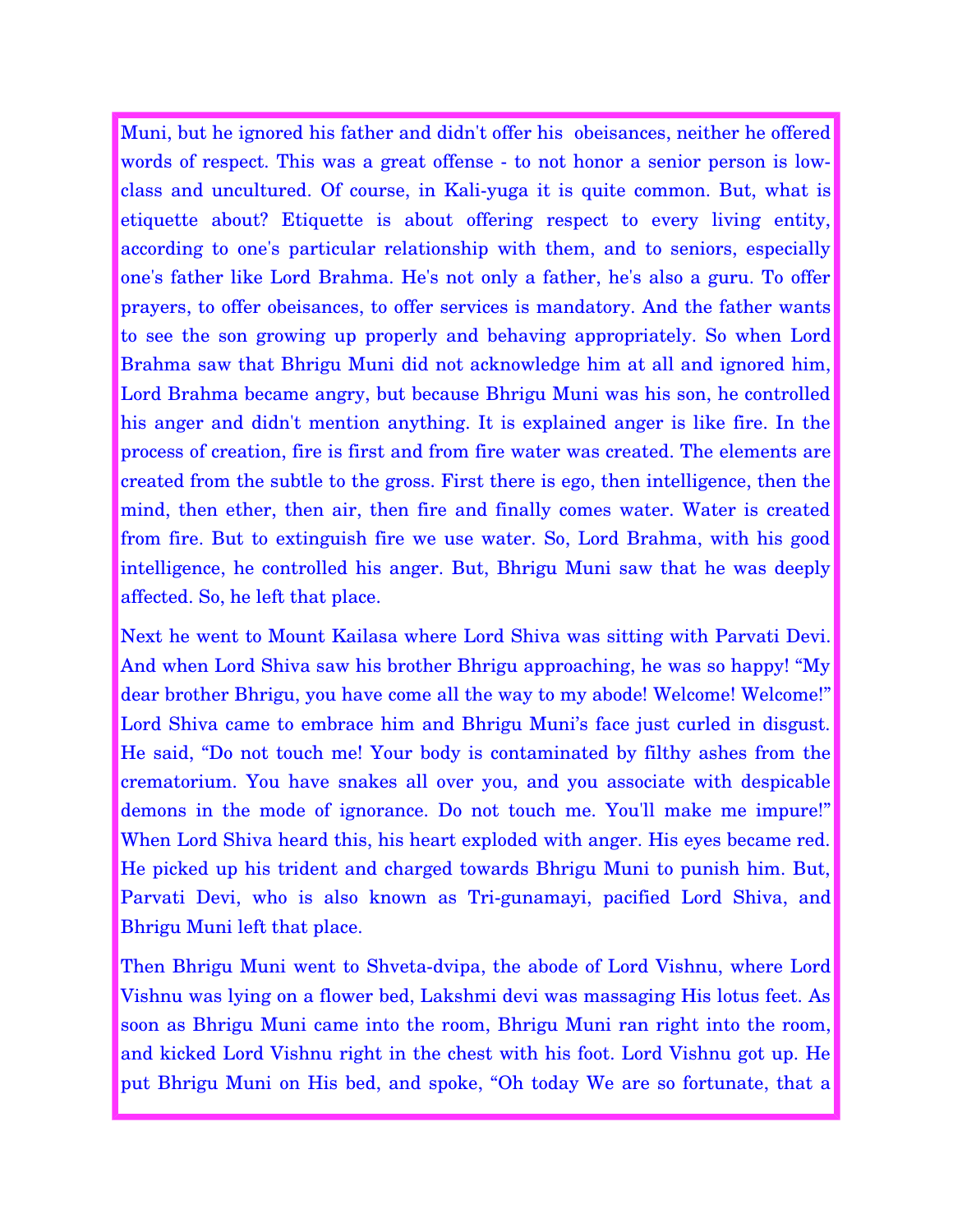Muni, but he ignored his father and didn't offer his obeisances, neither he offered words of respect. This was a great offense - to not honor a senior person is low-class and uncultured. Of course, in Kali-yuga it is quite common. But, what is etiquette about? Etiquette is about offering respect to every living entity, according to one's particular relationship with them, and to seniors, especially one's father like Lord Brahma. He's not only a father, he's also a guru. To offer prayers, to offer obeisances, to offer services is mandatory. And the father wants to see the son growing up properly and behaving appropriately. So when Lord Brahma saw that Bhrigu Muni did not acknowledge him at all and ignored him, Lord Brahma became angry, but because Bhrigu Muni was his son, he controlled his anger and didn't mention anything. It is explained anger is like fire. In the process of creation, fire is first and from fire water was created. The elements are created from the subtle to the gross. First there is ego, then intelligence, then the mind, then ether, then air, then fire and finally comes water. Water is created from fire. But to extinguish fire we use water. So, Lord Brahma, with his good intelligence, he controlled his anger. But, Bhrigu Muni saw that he was deeply affected. So, he left that place.

Next he went to Mount Kailasa where Lord Shiva was sitting with Parvati Devi. And when Lord Shiva saw his brother Bhrigu approaching, he was so happy! "My dear brother Bhrigu, you have come all the way to my abode! Welcome! Welcome!" Lord Shiva came to embrace him and Bhrigu Muni's face just curled in disgust. He said, "Do not touch me! Your body is contaminated by filthy ashes from the crematorium. You have snakes all over you, and you associate with despicable demons in the mode of ignorance. Do not touch me. You'll make me impure!" When Lord Shiva heard this, his heart exploded with anger. His eyes became red. He picked up his trident and charged towards Bhrigu Muni to punish him. But, Parvati Devi, who is also known as Tri-gunamayi, pacified Lord Shiva, and Bhrigu Muni left that place.

Then Bhrigu Muni went to Shveta-dvipa, the abode of Lord Vishnu, where Lord Vishnu was lying on a flower bed, Lakshmi devi was massaging His lotus feet. As soon as Bhrigu Muni came into the room, Bhrigu Muni ran right into the room, and kicked Lord Vishnu right in the chest with his foot. Lord Vishnu got up. He put Bhrigu Muni on His bed, and spoke, "Oh today We are so fortunate, that a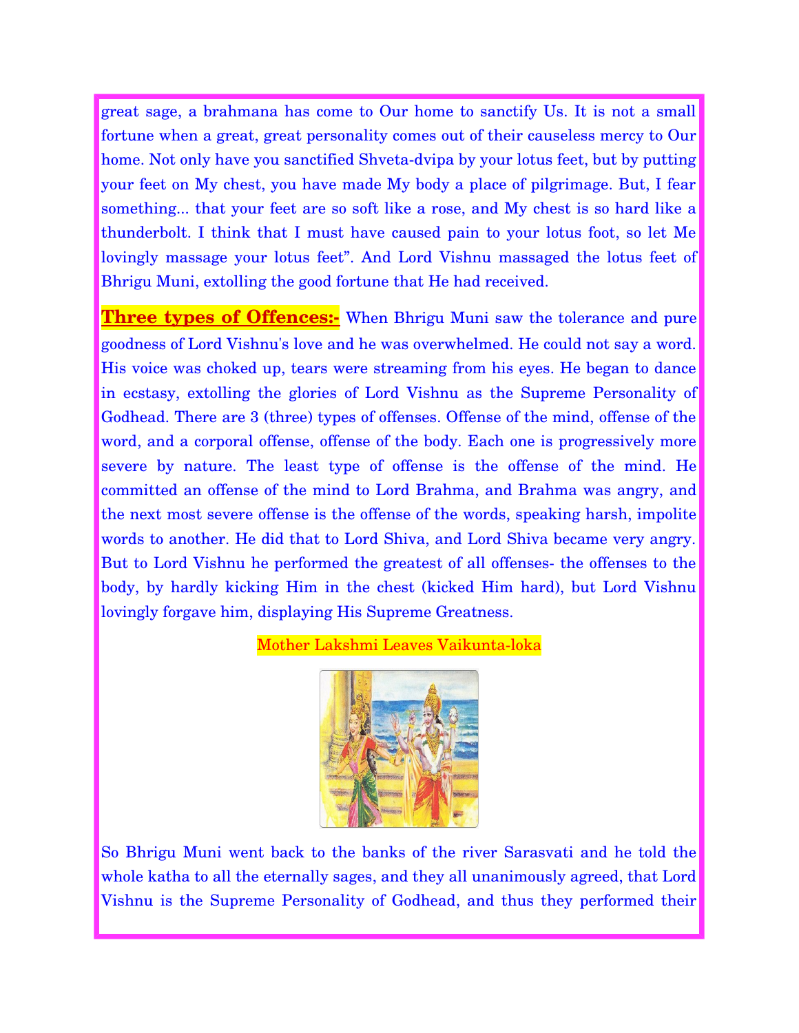great sage, a brahmana has come to Our home to sanctify Us. It is not a small fortune when a great, great personality comes out of their causeless mercy to Our home. Not only have you sanctified Shveta-dvipa by your lotus feet, but by putting your feet on My chest, you have made My body a place of pilgrimage. But, I fear something... that your feet are so soft like a rose, and My chest is so hard like a thunderbolt. I think that I must have caused pain to your lotus foot, so let Me lovingly massage your lotus feet". And Lord Vishnu massaged the lotus feet of Bhrigu Muni, extolling the good fortune that He had received.

**Three types of Offences:-** When Bhrigu Muni saw the tolerance and pure goodness of Lord Vishnu's love and he was overwhelmed. He could not say a word. His voice was choked up, tears were streaming from his eyes. He began to dance in ecstasy, extolling the glories of Lord Vishnu as the Supreme Personality of Godhead. There are 3 (three) types of offenses. Offense of the mind, offense of the word, and a corporal offense, offense of the body. Each one is progressively more severe by nature. The least type of offense is the offense of the mind. He committed an offense of the mind to Lord Brahma, and Brahma was angry, and the next most severe offense is the offense of the words, speaking harsh, impolite words to another. He did that to Lord Shiva, and Lord Shiva became very angry. But to Lord Vishnu he performed the greatest of all offenses- the offenses to the body, by hardly kicking Him in the chest (kicked Him hard), but Lord Vishnu lovingly forgave him, displaying His Supreme Greatness.

## Mother Lakshmi Leaves Vaikunta-loka

So Bhrigu Muni went back to the banks of the river Sarasvati and he told the whole katha to all the eternally sages, and they all unanimously agreed, that Lord Vishnu is the Supreme Personality of Godhead, and thus they performed their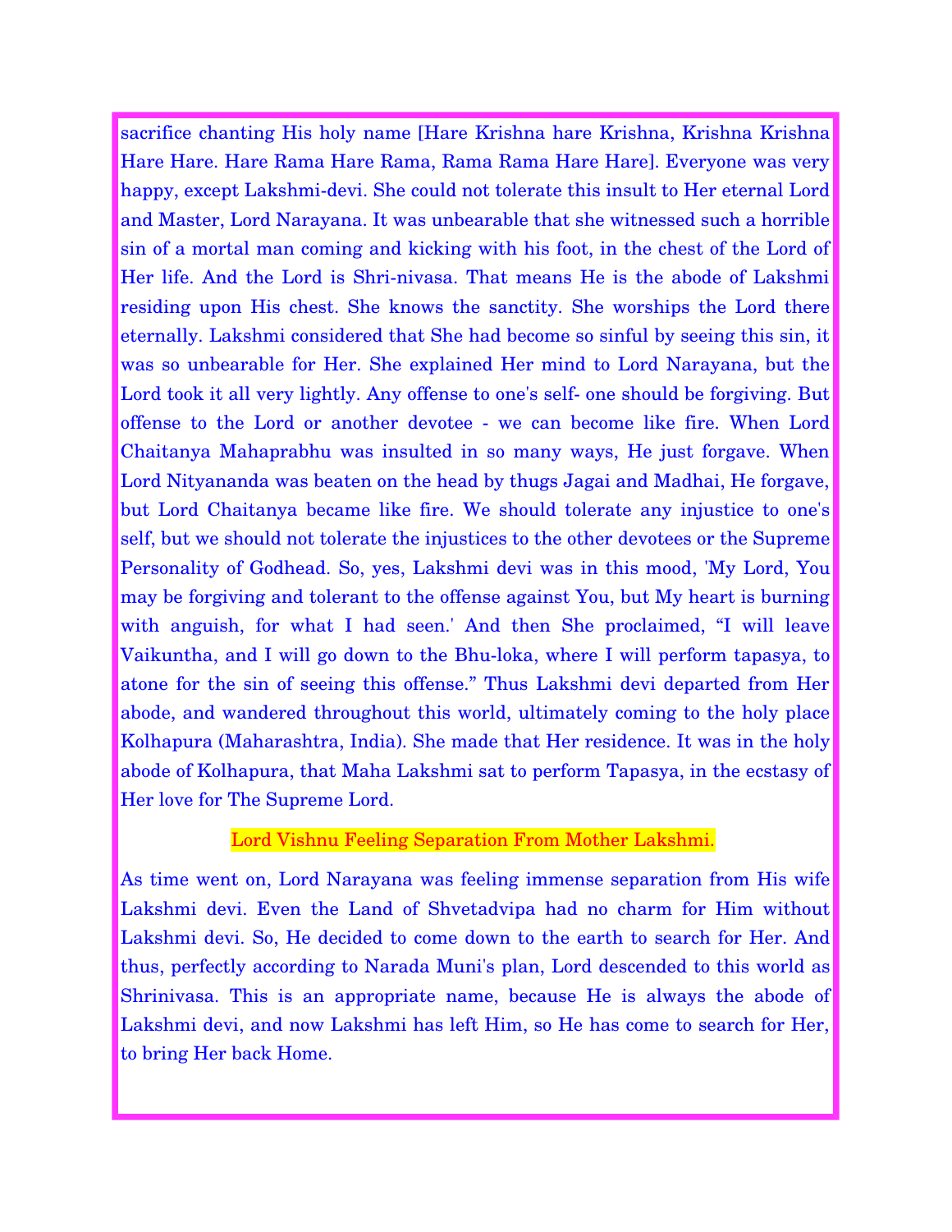sacrifice chanting His holy name [Hare Krishna hare Krishna, Krishna Krishna Hare Hare. Hare Rama Hare Rama, Rama Rama Hare Hare]. Everyone was very happy, except Lakshmi-devi. She could not tolerate this insult to Her eternal Lord and Master, Lord Narayana. It was unbearable that she witnessed such a horrible sin of a mortal man coming and kicking with his foot, in the chest of the Lord of Her life. And the Lord is Shri-nivasa. That means He is the abode of Lakshmi residing upon His chest. She knows the sanctity. She worships the Lord there eternally. Lakshmi considered that She had become so sinful by seeing this sin, it was so unbearable for Her. She explained Her mind to Lord Narayana, but the Lord took it all very lightly. Any offense to one's self- one should be forgiving. But offense to the Lord or another devotee - we can become like fire. When Lord Chaitanya Mahaprabhu was insulted in so many ways, He just forgave. When Lord Nityananda was beaten on the head by thugs Jagai and Madhai, He forgave, but Lord Chaitanya became like fire. We should tolerate any injustice to one's self, but we should not tolerate the injustices to the other devotees or the Supreme Personality of Godhead. So, yes, Lakshmi devi was in this mood, 'My Lord, You may be forgiving and tolerant to the offense against You, but My heart is burning with anguish, for what I had seen.' And then She proclaimed, "I will leave Vaikuntha, and I will go down to the Bhu-loka, where I will perform tapasya, to atone for the sin of seeing this offense." Thus Lakshmi devi departed from Her abode, and wandered throughout this world, ultimately coming to the holy place Kolhapura (Maharashtra, India). She made that Her residence. It was in the holy abode of Kolhapura, that Maha Lakshmi sat to perform Tapasya, in the ecstasy of Her love for The Supreme Lord.

## Lord Vishnu Feeling Separation From Mother Lakshmi.

As time went on, Lord Narayana was feeling immense separation from His wife Lakshmi devi. Even the Land of Shvetadvipa had no charm for Him without Lakshmi devi. So, He decided to come down to the earth to search for Her. And thus, perfectly according to Narada Muni's plan, Lord descended to this world as Shrinivasa. This is an appropriate name, because He is always the abode of Lakshmi devi, and now Lakshmi has left Him, so He has come to search for Her, to bring Her back Home.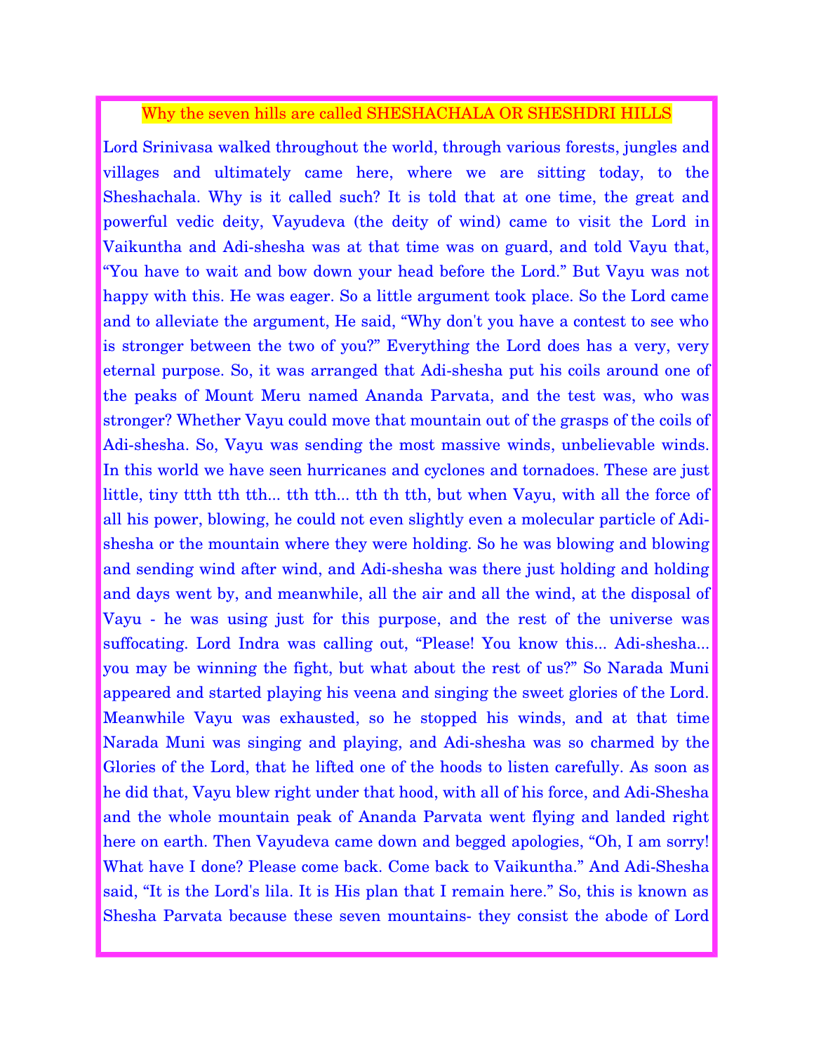## Why the seven hills are called SHESHACHALA OR SHESHDRI HILLS

Lord Srinivasa walked throughout the world, through various forests, jungles and villages and ultimately came here, where we are sitting today, to the Sheshachala. Why is it called such? It is told that at one time, the great and powerful vedic deity, Vayudeva (the deity of wind) came to visit the Lord in Vaikuntha and Adi-shesha was at that time was on guard, and told Vayu that, "You have to wait and bow down your head before the Lord." But Vayu was not happy with this. He was eager. So a little argument took place. So the Lord came and to alleviate the argument, He said, "Why don't you have a contest to see who is stronger between the two of you?" Everything the Lord does has a very, very eternal purpose. So, it was arranged that Adi-shesha put his coils around one of the peaks of Mount Meru named Ananda Parvata, and the test was, who was stronger? Whether Vayu could move that mountain out of the grasps of the coils of Adi-shesha. So, Vayu was sending the most massive winds, unbelievable winds. In this world we have seen hurricanes and cyclones and tornadoes. These are just little, tiny ttth tth tth... tth tth... tth th tth, but when Vayu, with all the force of all his power, blowing, he could not even slightly even a molecular particle of Adi-shesha or the mountain where they were holding. So he was blowing and blowing and sending wind after wind, and Adi-shesha was there just holding and holding and days went by, and meanwhile, all the air and all the wind, at the disposal of Vayu - he was using just for this purpose, and the rest of the universe was suffocating. Lord Indra was calling out, "Please! You know this... Adi-shesha... you may be winning the fight, but what about the rest of us?" So Narada Muni appeared and started playing his veena and singing the sweet glories of the Lord. Meanwhile Vayu was exhausted, so he stopped his winds, and at that time Narada Muni was singing and playing, and Adi-shesha was so charmed by the Glories of the Lord, that he lifted one of the hoods to listen carefully. As soon as he did that, Vayu blew right under that hood, with all of his force, and Adi-Shesha and the whole mountain peak of Ananda Parvata went flying and landed right here on earth. Then Vayudeva came down and begged apologies, "Oh, I am sorry! What have I done? Please come back. Come back to Vaikuntha." And Adi-Shesha said, "It is the Lord's lila. It is His plan that I remain here." So, this is known as Shesha Parvata because these seven mountains- they consist the abode of Lord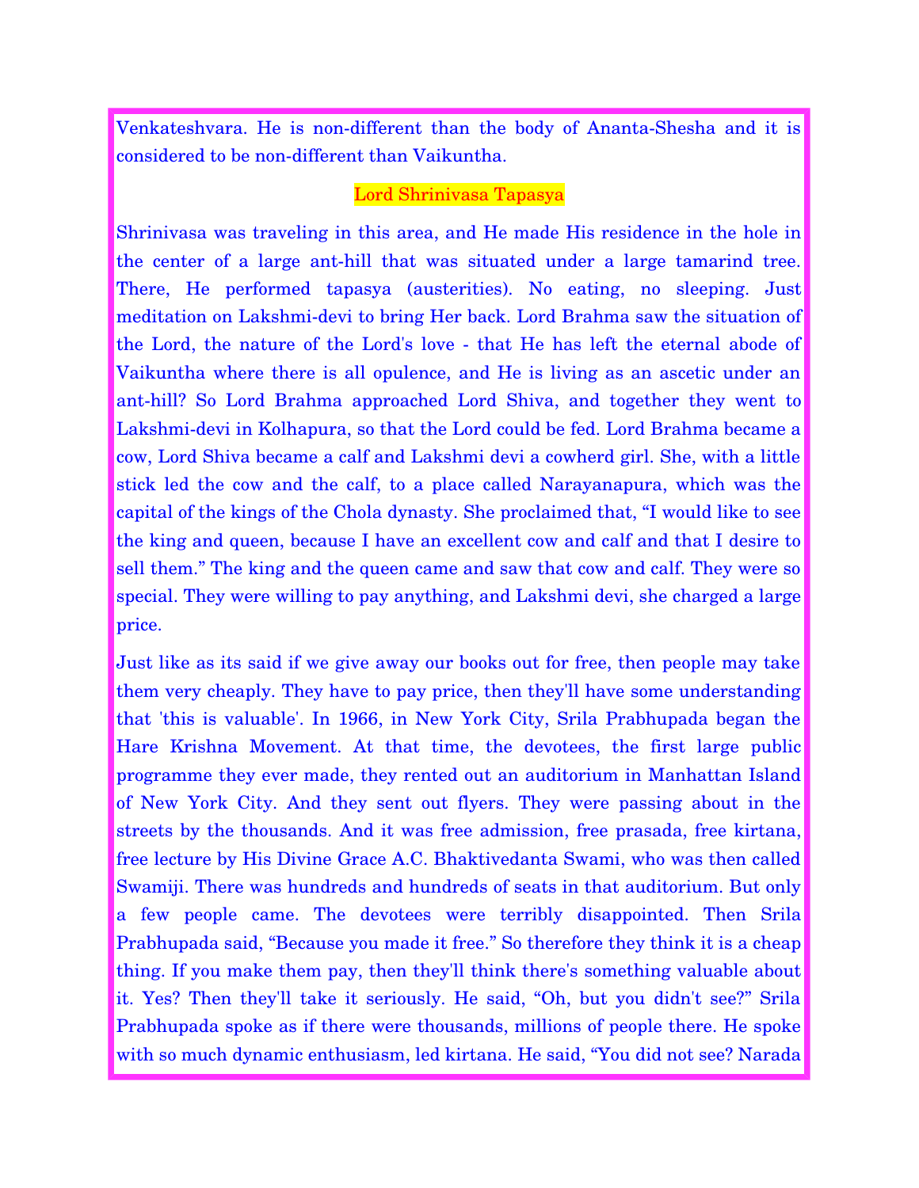Venkateshvara. He is non-different than the body of Ananta-Shesha and it is considered to be non-different than Vaikuntha.

## Lord Shrinivasa Tapasya

Shrinivasa was traveling in this area, and He made His residence in the hole in the center of a large ant-hill that was situated under a large tamarind tree. There, He performed tapasya (austerities). No eating, no sleeping. Just meditation on Lakshmi-devi to bring Her back. Lord Brahma saw the situation of the Lord, the nature of the Lord's love - that He has left the eternal abode of Vaikuntha where there is all opulence, and He is living as an ascetic under an ant-hill? So Lord Brahma approached Lord Shiva, and together they went to Lakshmi-devi in Kolhapura, so that the Lord could be fed. Lord Brahma became a cow, Lord Shiva became a calf and Lakshmi devi a cowherd girl. She, with a little stick led the cow and the calf, to a place called Narayanapura, which was the capital of the kings of the Chola dynasty. She proclaimed that, "I would like to see the king and queen, because I have an excellent cow and calf and that I desire to sell them." The king and the queen came and saw that cow and calf. They were so special. They were willing to pay anything, and Lakshmi devi, she charged a large price.

Just like as its said if we give away our books out for free, then people may take them very cheaply. They have to pay price, then they'll have some understanding that 'this is valuable'. In 1966, in New York City, Srila Prabhupada began the Hare Krishna Movement. At that time, the devotees, the first large public programme they ever made, they rented out an auditorium in Manhattan Island of New York City. And they sent out flyers. They were passing about in the streets by the thousands. And it was free admission, free prasada, free kirtana, free lecture by His Divine Grace A.C. Bhaktivedanta Swami, who was then called Swamiji. There was hundreds and hundreds of seats in that auditorium. But only a few people came. The devotees were terribly disappointed. Then Srila Prabhupada said, "Because you made it free." So therefore they think it is a cheap thing. If you make them pay, then they'll think there's something valuable about it. Yes? Then they'll take it seriously. He said, "Oh, but you didn't see?" Srila Prabhupada spoke as if there were thousands, millions of people there. He spoke with so much dynamic enthusiasm, led kirtana. He said, "You did not see? Narada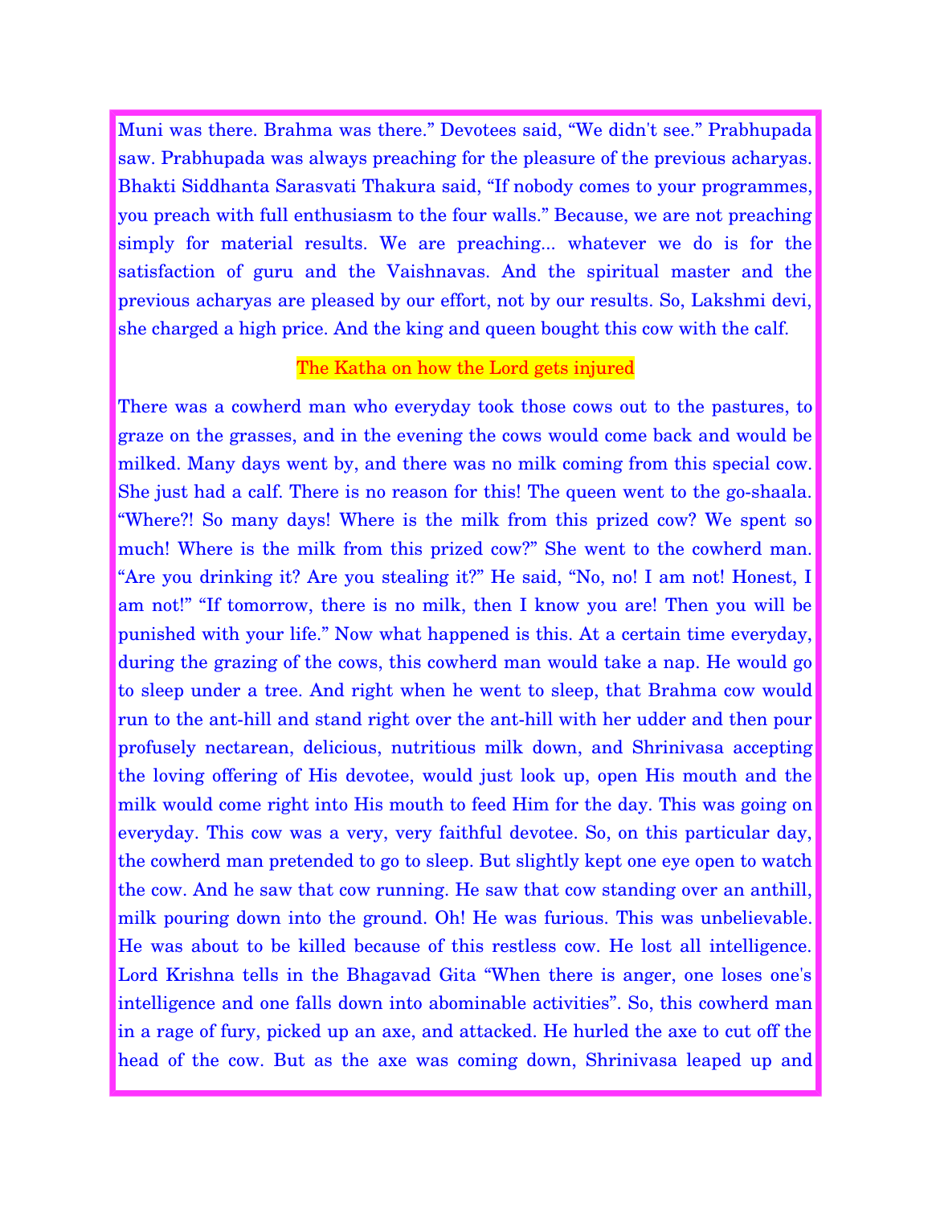Muni was there. Brahma was there." Devotees said, "We didn't see." Prabhupada saw. Prabhupada was always preaching for the pleasure of the previous acharyas. Bhakti Siddhanta Sarasvati Thakura said, "If nobody comes to your programmes, you preach with full enthusiasm to the four walls." Because, we are not preaching simply for material results. We are preaching... whatever we do is for the satisfaction of guru and the Vaishnavas. And the spiritual master and the previous acharyas are pleased by our effort, not by our results. So, Lakshmi devi, she charged a high price. And the king and queen bought this cow with the calf.

## The Katha on how the Lord gets injured

There was a cowherd man who everyday took those cows out to the pastures, to graze on the grasses, and in the evening the cows would come back and would be milked. Many days went by, and there was no milk coming from this special cow. She just had a calf. There is no reason for this! The queen went to the go-shaala. "Where?! So many days! Where is the milk from this prized cow? We spent so much! Where is the milk from this prized cow?" She went to the cowherd man. "Are you drinking it? Are you stealing it?" He said, "No, no! I am not! Honest, I am not!" "If tomorrow, there is no milk, then I know you are! Then you will be punished with your life." Now what happened is this. At a certain time everyday, during the grazing of the cows, this cowherd man would take a nap. He would go to sleep under a tree. And right when he went to sleep, that Brahma cow would run to the ant-hill and stand right over the ant-hill with her udder and then pour profusely nectarean, delicious, nutritious milk down, and Shrinivasa accepting the loving offering of His devotee, would just look up, open His mouth and the milk would come right into His mouth to feed Him for the day. This was going on everyday. This cow was a very, very faithful devotee. So, on this particular day, the cowherd man pretended to go to sleep. But slightly kept one eye open to watch the cow. And he saw that cow running. He saw that cow standing over an anthill, milk pouring down into the ground. Oh! He was furious. This was unbelievable. He was about to be killed because of this restless cow. He lost all intelligence. Lord Krishna tells in the Bhagavad Gita "When there is anger, one loses one's intelligence and one falls down into abominable activities". So, this cowherd man in a rage of fury, picked up an axe, and attacked. He hurled the axe to cut off the head of the cow. But as the axe was coming down, Shrinivasa leaped up and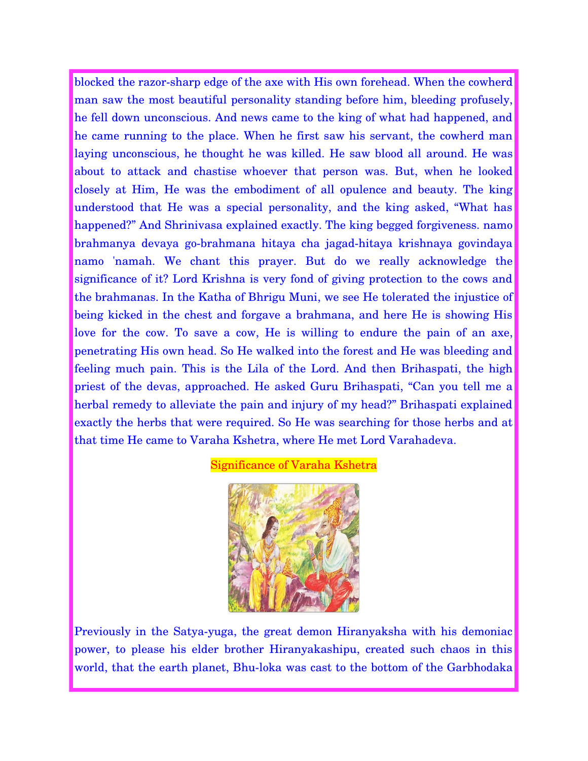blocked the razor-sharp edge of the axe with His own forehead. When the cowherd man saw the most beautiful personality standing before him, bleeding profusely, he fell down unconscious. And news came to the king of what had happened, and he came running to the place. When he first saw his servant, the cowherd man laying unconscious, he thought he was killed. He saw blood all around. He was about to attack and chastise whoever that person was. But, when he looked closely at Him, He was the embodiment of all opulence and beauty. The king understood that He was a special personality, and the king asked, "What has happened?" And Shrinivasa explained exactly. The king begged forgiveness. namo brahmanya devaya go-brahmana hitaya cha jagad-hitaya krishnaya govindaya namo 'namah. We chant this prayer. But do we really acknowledge the significance of it? Lord Krishna is very fond of giving protection to the cows and the brahmanas. In the Katha of Bhrigu Muni, we see He tolerated the injustice of being kicked in the chest and forgave a brahmana, and here He is showing His love for the cow. To save a cow, He is willing to endure the pain of an axe, penetrating His own head. So He walked into the forest and He was bleeding and feeling much pain. This is the Lila of the Lord. And then Brihaspati, the high priest of the devas, approached. He asked Guru Brihaspati, "Can you tell me a herbal remedy to alleviate the pain and injury of my head?" Brihaspati explained exactly the herbs that were required. So He was searching for those herbs and at that time He came to Varaha Kshetra, where He met Lord Varahadeva.

## Significance of Varaha Kshetra

Previously in the Satya-yuga, the great demon Hiranyaksha with his demoniac power, to please his elder brother Hiranyakashipu, created such chaos in this world, that the earth planet, Bhu-loka was cast to the bottom of the Garbhodaka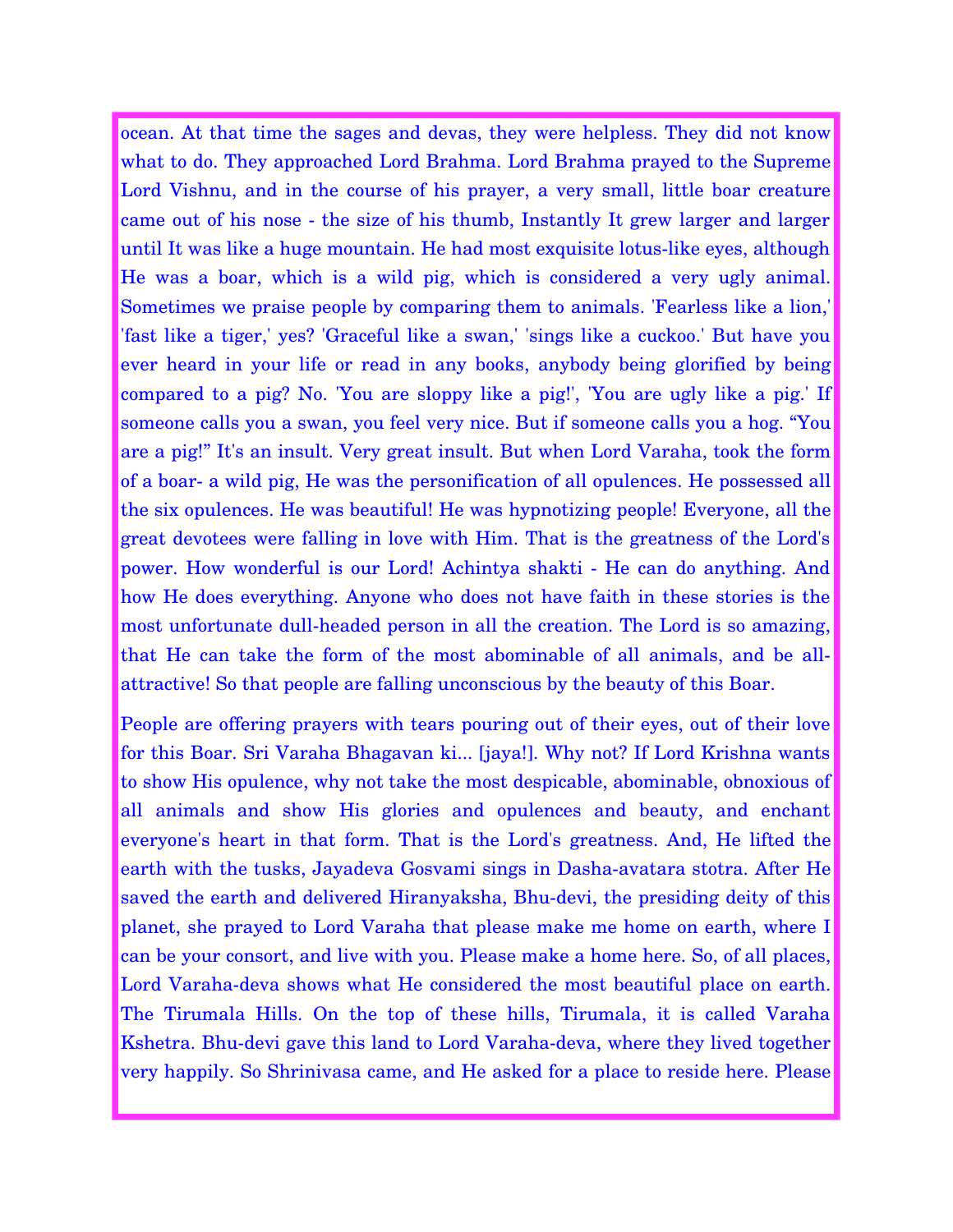ocean. At that time the sages and devas, they were helpless. They did not know what to do. They approached Lord Brahma. Lord Brahma prayed to the Supreme Lord Vishnu, and in the course of his prayer, a very small, little boar creature came out of his nose - the size of his thumb, Instantly It grew larger and larger until It was like a huge mountain. He had most exquisite lotus-like eyes, although He was a boar, which is a wild pig, which is considered a very ugly animal. Sometimes we praise people by comparing them to animals. 'Fearless like a lion,' 'fast like a tiger,' yes? 'Graceful like a swan,' 'sings like a cuckoo.' But have you ever heard in your life or read in any books, anybody being glorified by being compared to a pig? No. 'You are sloppy like a pig!', 'You are ugly like a pig.' If someone calls you a swan, you feel very nice. But if someone calls you a hog. "You are a pig!" It's an insult. Very great insult. But when Lord Varaha, took the form of a boar- a wild pig, He was the personification of all opulences. He possessed all the six opulences. He was beautiful! He was hypnotizing people! Everyone, all the great devotees were falling in love with Him. That is the greatness of the Lord's power. How wonderful is our Lord! Achintya shakti - He can do anything. And how He does everything. Anyone who does not have faith in these stories is the most unfortunate dull-headed person in all the creation. The Lord is so amazing, that He can take the form of the most abominable of all animals, and be all-attractive! So that people are falling unconscious by the beauty of this Boar.

People are offering prayers with tears pouring out of their eyes, out of their love for this Boar. Sri Varaha Bhagavan ki... [jaya!]. Why not? If Lord Krishna wants to show His opulence, why not take the most despicable, abominable, obnoxious of all animals and show His glories and opulences and beauty, and enchant everyone's heart in that form. That is the Lord's greatness. And, He lifted the earth with the tusks, Jayadeva Gosvami sings in Dasha-avatara stotra. After He saved the earth and delivered Hiranyaksha, Bhu-devi, the presiding deity of this planet, she prayed to Lord Varaha that please make me home on earth, where I can be your consort, and live with you. Please make a home here. So, of all places, Lord Varaha-deva shows what He considered the most beautiful place on earth. The Tirumala Hills. On the top of these hills, Tirumala, it is called Varaha Kshetra. Bhu-devi gave this land to Lord Varaha-deva, where they lived together very happily. So Shrinivasa came, and He asked for a place to reside here. Please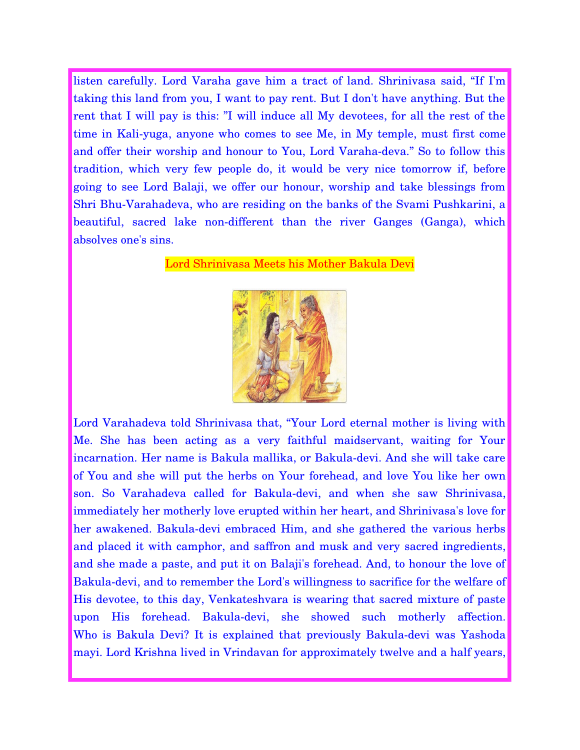listen carefully. Lord Varaha gave him a tract of land. Shrinivasa said, "If I'm taking this land from you, I want to pay rent. But I don't have anything. But the rent that I will pay is this: "I will induce all My devotees, for all the rest of the time in Kali-yuga, anyone who comes to see Me, in My temple, must first come and offer their worship and honour to You, Lord Varaha-deva." So to follow this tradition, which very few people do, it would be very nice tomorrow if, before going to see Lord Balaji, we offer our honour, worship and take blessings from Shri Bhu-Varahadeva, who are residing on the banks of the Svami Pushkarini, a beautiful, sacred lake non-different than the river Ganges (Ganga), which absolves one's sins.

## Lord Shrinivasa Meets his Mother Bakula Devi

Lord Varahadeva told Shrinivasa that, "Your Lord eternal mother is living with Me. She has been acting as a very faithful maidservant, waiting for Your incarnation. Her name is Bakula mallika, or Bakula-devi. And she will take care of You and she will put the herbs on Your forehead, and love You like her own son. So Varahadeva called for Bakula-devi, and when she saw Shrinivasa, immediately her motherly love erupted within her heart, and Shrinivasa's love for her awakened. Bakula-devi embraced Him, and she gathered the various herbs and placed it with camphor, and saffron and musk and very sacred ingredients, and she made a paste, and put it on Balaji's forehead. And, to honour the love of Bakula-devi, and to remember the Lord's willingness to sacrifice for the welfare of His devotee, to this day, Venkateshvara is wearing that sacred mixture of paste upon His forehead. Bakula-devi, she showed such motherly affection. Who is Bakula Devi? It is explained that previously Bakula-devi was Yashoda mayi. Lord Krishna lived in Vrindavan for approximately twelve and a half years,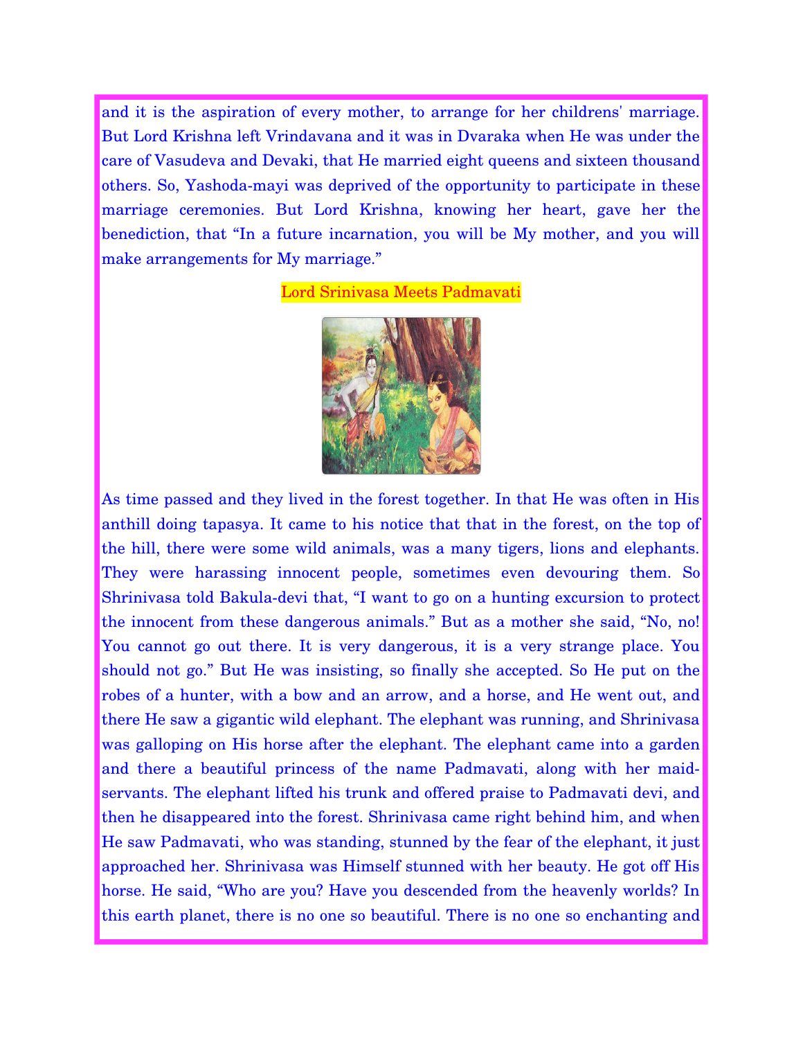and it is the aspiration of every mother, to arrange for her childrens' marriage. But Lord Krishna left Vrindavana and it was in Dvaraka when He was under the care of Vasudeva and Devaki, that He married eight queens and sixteen thousand others. So, Yashoda-mayi was deprived of the opportunity to participate in these marriage ceremonies. But Lord Krishna, knowing her heart, gave her the benediction, that "In a future incarnation, you will be My mother, and you will make arrangements for My marriage."

## Lord Srinivasa Meets Padmavati

As time passed and they lived in the forest together. In that He was often in His anthill doing tapasya. It came to his notice that that in the forest, on the top of the hill, there were some wild animals, was a many tigers, lions and elephants. They were harassing innocent people, sometimes even devouring them. So Shrinivasa told Bakula-devi that, "I want to go on a hunting excursion to protect the innocent from these dangerous animals." But as a mother she said, "No, no! You cannot go out there. It is very dangerous, it is a very strange place. You should not go." But He was insisting, so finally she accepted. So He put on the robes of a hunter, with a bow and an arrow, and a horse, and He went out, and there He saw a gigantic wild elephant. The elephant was running, and Shrinivasa was galloping on His horse after the elephant. The elephant came into a garden and there a beautiful princess of the name Padmavati, along with her maid-servants. The elephant lifted his trunk and offered praise to Padmavati devi, and then he disappeared into the forest. Shrinivasa came right behind him, and when He saw Padmavati, who was standing, stunned by the fear of the elephant, it just approached her. Shrinivasa was Himself stunned with her beauty. He got off His horse. He said, "Who are you? Have you descended from the heavenly worlds? In this earth planet, there is no one so beautiful. There is no one so enchanting and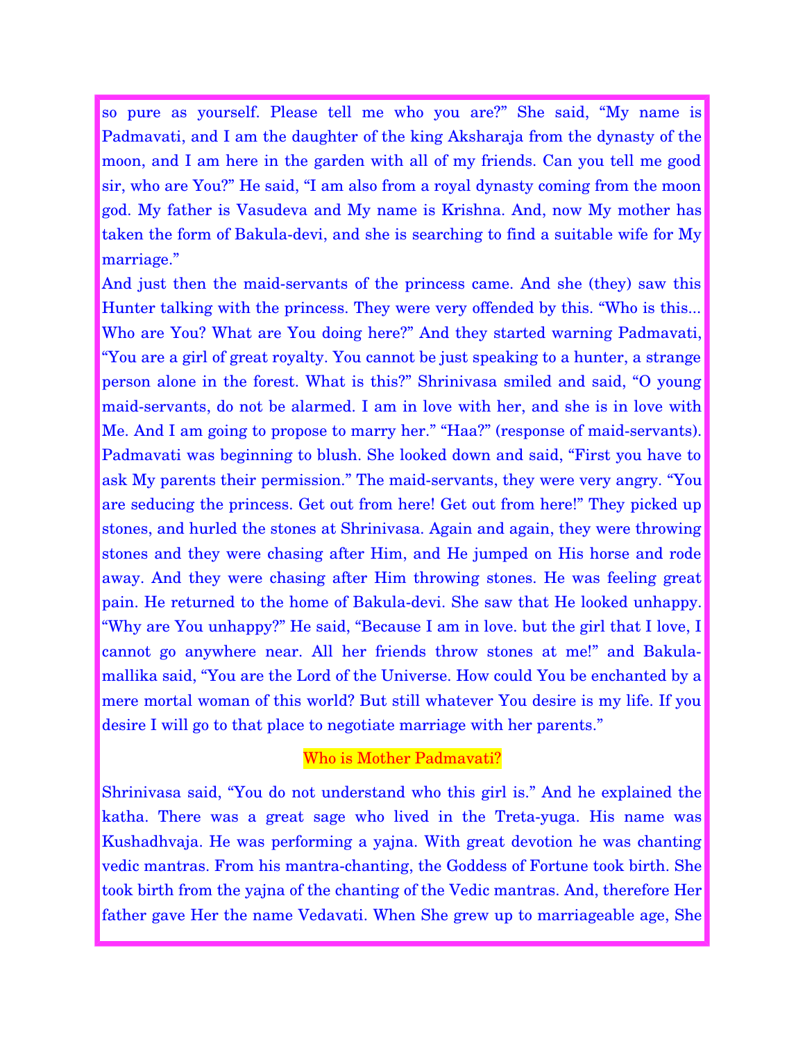so pure as yourself. Please tell me who you are?" She said, "My name is Padmavati, and I am the daughter of the king Aksharaja from the dynasty of the moon, and I am here in the garden with all of my friends. Can you tell me good sir, who are You?" He said, "I am also from a royal dynasty coming from the moon god. My father is Vasudeva and My name is Krishna. And, now My mother has taken the form of Bakula-devi, and she is searching to find a suitable wife for My marriage."

And just then the maid-servants of the princess came. And she (they) saw this Hunter talking with the princess. They were very offended by this. "Who is this... Who are You? What are You doing here?" And they started warning Padmavati, "You are a girl of great royalty. You cannot be just speaking to a hunter, a strange person alone in the forest. What is this?" Shrinivasa smiled and said, "O young maid-servants, do not be alarmed. I am in love with her, and she is in love with Me. And I am going to propose to marry her." "Haa?" (response of maid-servants). Padmavati was beginning to blush. She looked down and said, "First you have to ask My parents their permission." The maid-servants, they were very angry. "You are seducing the princess. Get out from here! Get out from here!" They picked up stones, and hurled the stones at Shrinivasa. Again and again, they were throwing stones and they were chasing after Him, and He jumped on His horse and rode away. And they were chasing after Him throwing stones. He was feeling great pain. He returned to the home of Bakula-devi. She saw that He looked unhappy. "Why are You unhappy?" He said, "Because I am in love. but the girl that I love, I cannot go anywhere near. All her friends throw stones at me!" and Bakula-mallika said, "You are the Lord of the Universe. How could You be enchanted by a mere mortal woman of this world? But still whatever You desire is my life. If you desire I will go to that place to negotiate marriage with her parents."

## Who is Mother Padmavati?

Shrinivasa said, "You do not understand who this girl is." And he explained the katha. There was a great sage who lived in the Treta-yuga. His name was Kushadhvaja. He was performing a yajna. With great devotion he was chanting vedic mantras. From his mantra-chanting, the Goddess of Fortune took birth. She took birth from the yajna of the chanting of the Vedic mantras. And, therefore Her father gave Her the name Vedavati. When She grew up to marriageable age, She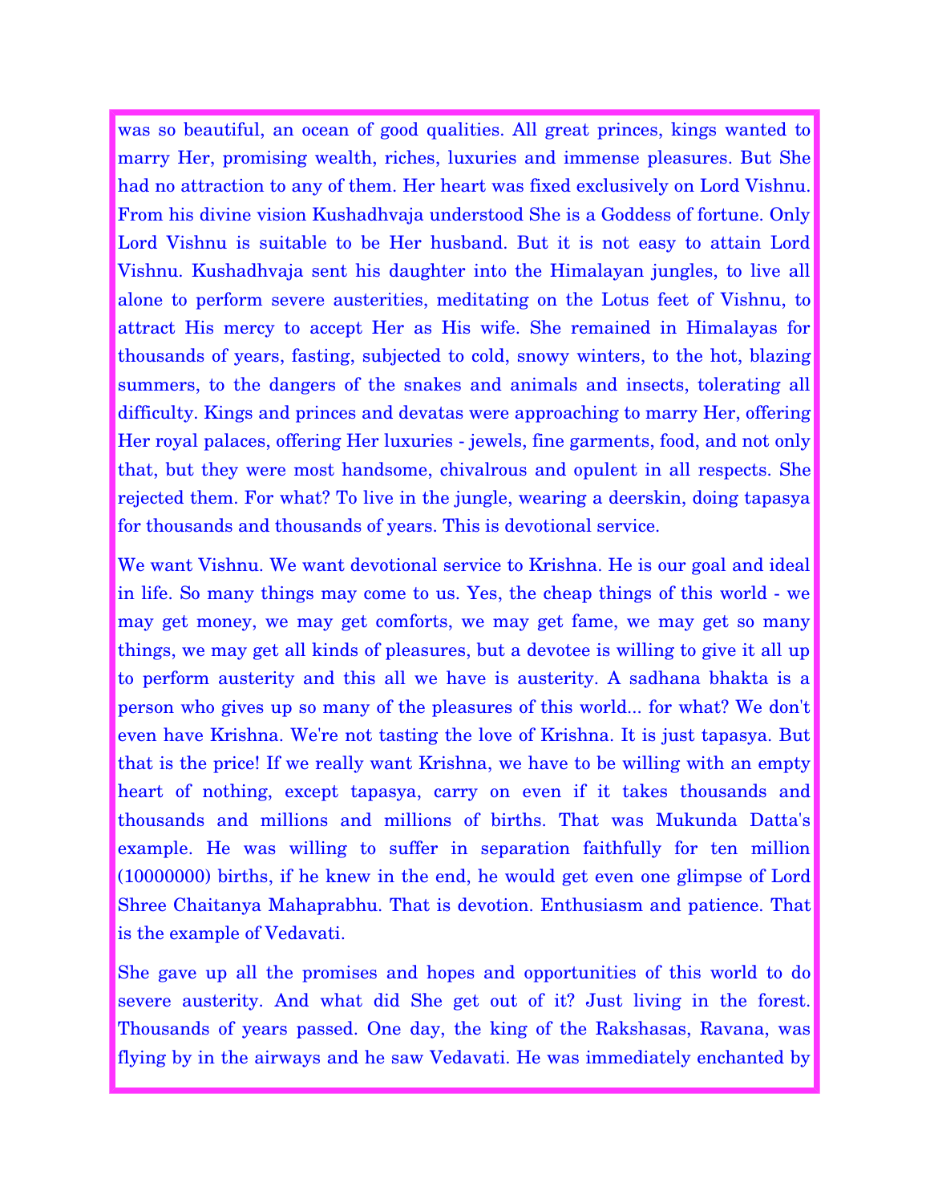was so beautiful, an ocean of good qualities. All great princes, kings wanted to marry Her, promising wealth, riches, luxuries and immense pleasures. But She had no attraction to any of them. Her heart was fixed exclusively on Lord Vishnu. From his divine vision Kushadhvaja understood She is a Goddess of fortune. Only Lord Vishnu is suitable to be Her husband. But it is not easy to attain Lord Vishnu. Kushadhvaja sent his daughter into the Himalayan jungles, to live all alone to perform severe austerities, meditating on the Lotus feet of Vishnu, to attract His mercy to accept Her as His wife. She remained in Himalayas for thousands of years, fasting, subjected to cold, snowy winters, to the hot, blazing summers, to the dangers of the snakes and animals and insects, tolerating all difficulty. Kings and princes and devatas were approaching to marry Her, offering Her royal palaces, offering Her luxuries - jewels, fine garments, food, and not only that, but they were most handsome, chivalrous and opulent in all respects. She rejected them. For what? To live in the jungle, wearing a deerskin, doing tapasya for thousands and thousands of years. This is devotional service.

We want Vishnu. We want devotional service to Krishna. He is our goal and ideal in life. So many things may come to us. Yes, the cheap things of this world - we may get money, we may get comforts, we may get fame, we may get so many things, we may get all kinds of pleasures, but a devotee is willing to give it all up to perform austerity and this all we have is austerity. A sadhana bhakta is a person who gives up so many of the pleasures of this world... for what? We don't even have Krishna. We're not tasting the love of Krishna. It is just tapasya. But that is the price! If we really want Krishna, we have to be willing with an empty heart of nothing, except tapasya, carry on even if it takes thousands and thousands and millions and millions of births. That was Mukunda Datta's example. He was willing to suffer in separation faithfully for ten million (10000000) births, if he knew in the end, he would get even one glimpse of Lord Shree Chaitanya Mahaprabhu. That is devotion. Enthusiasm and patience. That is the example of Vedavati.

She gave up all the promises and hopes and opportunities of this world to do severe austerity. And what did She get out of it? Just living in the forest. Thousands of years passed. One day, the king of the Rakshasas, Ravana, was flying by in the airways and he saw Vedavati. He was immediately enchanted by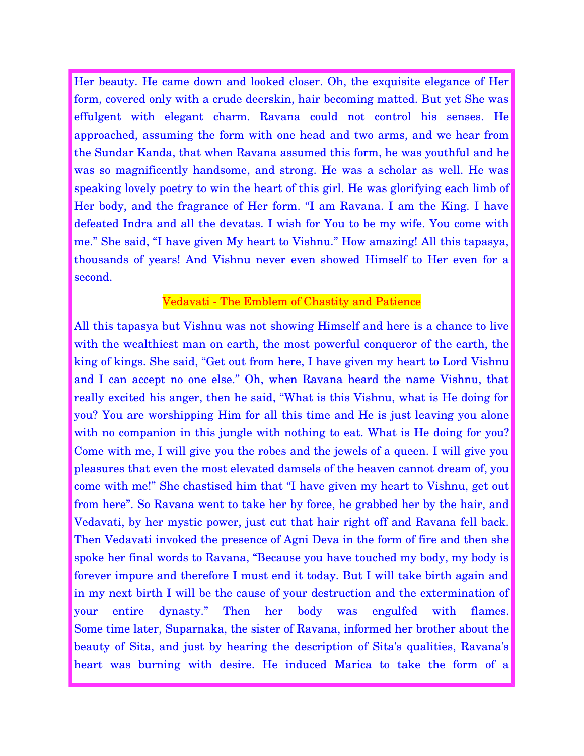Her beauty. He came down and looked closer. Oh, the exquisite elegance of Her form, covered only with a crude deerskin, hair becoming matted. But yet She was effulgent with elegant charm. Ravana could not control his senses. He approached, assuming the form with one head and two arms, and we hear from the Sundar Kanda, that when Ravana assumed this form, he was youthful and he was so magnificently handsome, and strong. He was a scholar as well. He was speaking lovely poetry to win the heart of this girl. He was glorifying each limb of Her body, and the fragrance of Her form. "I am Ravana. I am the King. I have defeated Indra and all the devatas. I wish for You to be my wife. You come with me." She said, "I have given My heart to Vishnu." How amazing! All this tapasya, thousands of years! And Vishnu never even showed Himself to Her even for a second.

## Vedavati - The Emblem of Chastity and Patience

All this tapasya but Vishnu was not showing Himself and here is a chance to live with the wealthiest man on earth, the most powerful conqueror of the earth, the king of kings. She said, "Get out from here, I have given my heart to Lord Vishnu and I can accept no one else." Oh, when Ravana heard the name Vishnu, that really excited his anger, then he said, "What is this Vishnu, what is He doing for you? You are worshipping Him for all this time and He is just leaving you alone with no companion in this jungle with nothing to eat. What is He doing for you? Come with me, I will give you the robes and the jewels of a queen. I will give you pleasures that even the most elevated damsels of the heaven cannot dream of, you come with me!" She chastised him that "I have given my heart to Vishnu, get out from here". So Ravana went to take her by force, he grabbed her by the hair, and Vedavati, by her mystic power, just cut that hair right off and Ravana fell back. Then Vedavati invoked the presence of Agni Deva in the form of fire and then she spoke her final words to Ravana, "Because you have touched my body, my body is forever impure and therefore I must end it today. But I will take birth again and in my next birth I will be the cause of your destruction and the extermination of your entire dynasty." Then her body was engulfed with flames. Some time later, Suparnaka, the sister of Ravana, informed her brother about the beauty of Sita, and just by hearing the description of Sita's qualities, Ravana's heart was burning with desire. He induced Marica to take the form of a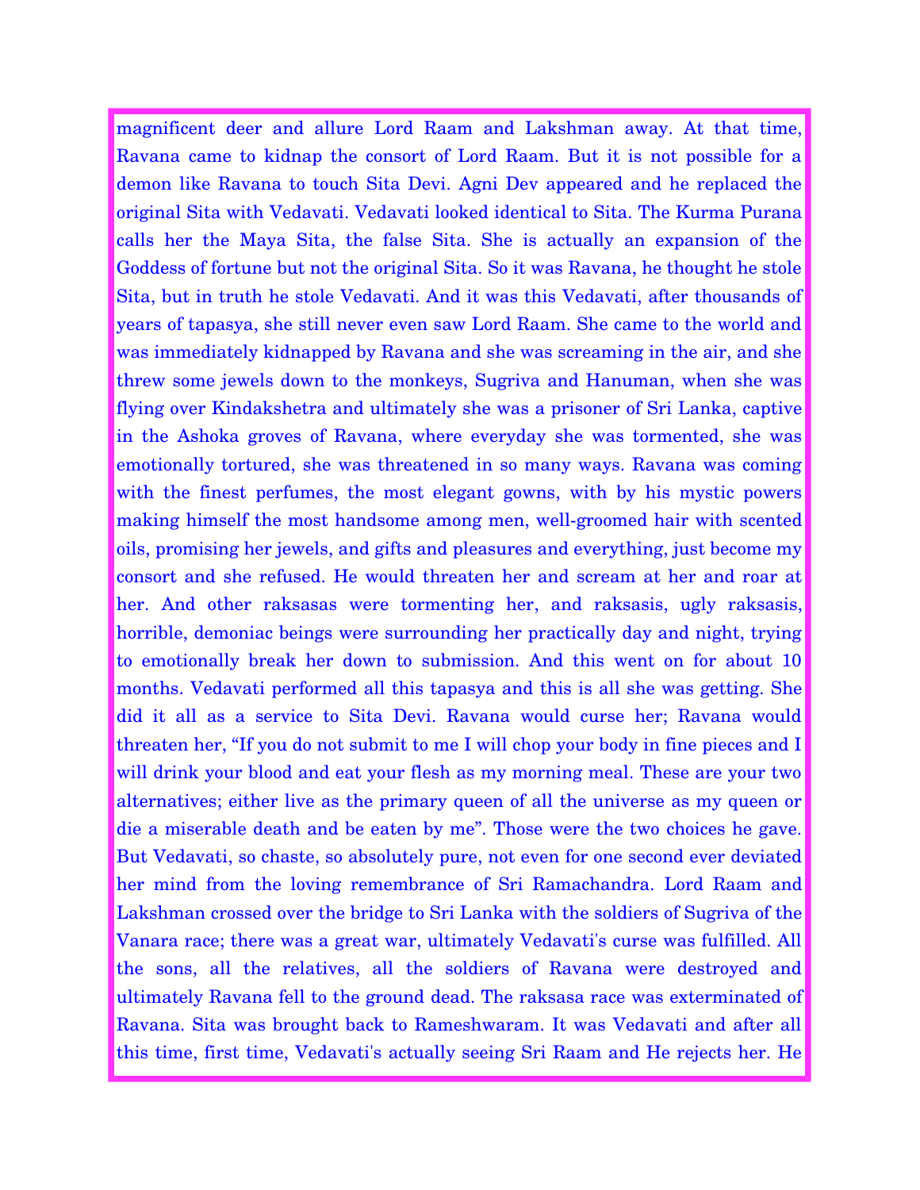magnificent deer and allure Lord Raam and Lakshman away. At that time, Ravana came to kidnap the consort of Lord Raam. But it is not possible for a demon like Ravana to touch Sita Devi. Agni Dev appeared and he replaced the original Sita with Vedavati. Vedavati looked identical to Sita. The Kurma Purana calls her the Maya Sita, the false Sita. She is actually an expansion of the Goddess of fortune but not the original Sita. So it was Ravana, he thought he stole Sita, but in truth he stole Vedavati. And it was this Vedavati, after thousands of years of tapasya, she still never even saw Lord Raam. She came to the world and was immediately kidnapped by Ravana and she was screaming in the air, and she threw some jewels down to the monkeys, Sugriva and Hanuman, when she was flying over Kindakshetra and ultimately she was a prisoner of Sri Lanka, captive in the Ashoka groves of Ravana, where everyday she was tormented, she was emotionally tortured, she was threatened in so many ways. Ravana was coming with the finest perfumes, the most elegant gowns, with by his mystic powers making himself the most handsome among men, well-groomed hair with scented oils, promising her jewels, and gifts and pleasures and everything, just become my consort and she refused. He would threaten her and scream at her and roar at her. And other raksasas were tormenting her, and raksasis, ugly raksasis, horrible, demoniac beings were surrounding her practically day and night, trying to emotionally break her down to submission. And this went on for about 10 months. Vedavati performed all this tapasya and this is all she was getting. She did it all as a service to Sita Devi. Ravana would curse her; Ravana would threaten her, "If you do not submit to me I will chop your body in fine pieces and I will drink your blood and eat your flesh as my morning meal. These are your two alternatives; either live as the primary queen of all the universe as my queen or die a miserable death and be eaten by me". Those were the two choices he gave. But Vedavati, so chaste, so absolutely pure, not even for one second ever deviated her mind from the loving remembrance of Sri Ramachandra. Lord Raam and Lakshman crossed over the bridge to Sri Lanka with the soldiers of Sugriva of the Vanara race; there was a great war, ultimately Vedavati's curse was fulfilled. All the sons, all the relatives, all the soldiers of Ravana were destroyed and ultimately Ravana fell to the ground dead. The raksasa race was exterminated of Ravana. Sita was brought back to Rameshwaram. It was Vedavati and after all this time, first time, Vedavati's actually seeing Sri Raam and He rejects her. He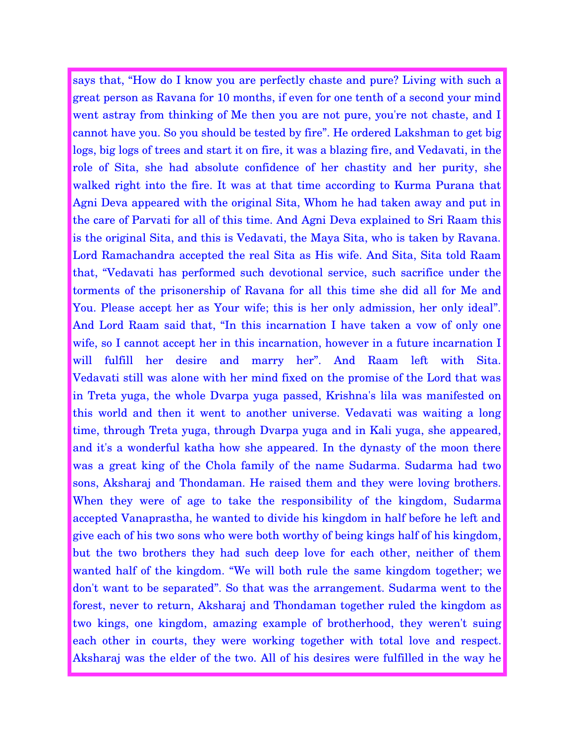says that, “How do I know you are perfectly chaste and pure? Living with such a great person as Ravana for 10 months, if even for one tenth of a second your mind went astray from thinking of Me then you are not pure, you're not chaste, and I cannot have you. So you should be tested by fire”. He ordered Lakshman to get big logs, big logs of trees and start it on fire, it was a blazing fire, and Vedavati, in the role of Sita, she had absolute confidence of her chastity and her purity, she walked right into the fire. It was at that time according to Kurma Purana that Agni Deva appeared with the original Sita, Whom he had taken away and put in the care of Parvati for all of this time. And Agni Deva explained to Sri Raam this is the original Sita, and this is Vedavati, the Maya Sita, who is taken by Ravana. Lord Ramachandra accepted the real Sita as His wife. And Sita, Sita told Raam that, “Vedavati has performed such devotional service, such sacrifice under the torments of the prisonership of Ravana for all this time she did all for Me and You. Please accept her as Your wife; this is her only admission, her only ideal”. And Lord Raam said that, “In this incarnation I have taken a vow of only one wife, so I cannot accept her in this incarnation, however in a future incarnation I will fulfill her desire and marry her”. And Raam left with Sita. Vedavati still was alone with her mind fixed on the promise of the Lord that was in Treta yuga, the whole Dvarpa yuga passed, Krishna's lila was manifested on this world and then it went to another universe. Vedavati was waiting a long time, through Treta yuga, through Dvarpa yuga and in Kali yuga, she appeared, and it's a wonderful katha how she appeared. In the dynasty of the moon there was a great king of the Chola family of the name Sudarma. Sudarma had two sons, Aksharaj and Thondaman. He raised them and they were loving brothers. When they were of age to take the responsibility of the kingdom, Sudarma accepted Vanaprastha, he wanted to divide his kingdom in half before he left and give each of his two sons who were both worthy of being kings half of his kingdom, but the two brothers they had such deep love for each other, neither of them wanted half of the kingdom. “We will both rule the same kingdom together; we don't want to be separated”. So that was the arrangement. Sudarma went to the forest, never to return, Aksharaj and Thondaman together ruled the kingdom as two kings, one kingdom, amazing example of brotherhood, they weren't suing each other in courts, they were working together with total love and respect. Aksharaj was the elder of the two. All of his desires were fulfilled in the way he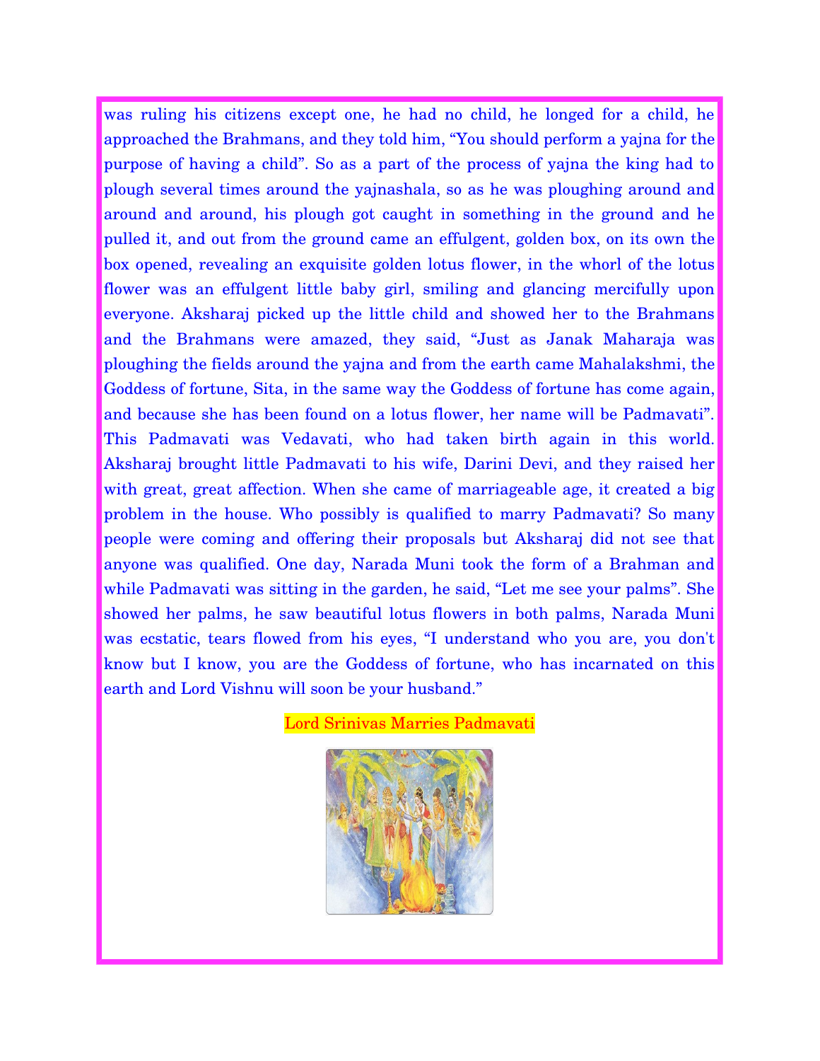was ruling his citizens except one, he had no child, he longed for a child, he approached the Brahmans, and they told him, "You should perform a yajna for the purpose of having a child". So as a part of the process of yajna the king had to plough several times around the yajnashala, so as he was ploughing around and around and around, his plough got caught in something in the ground and he pulled it, and out from the ground came an effulgent, golden box, on its own the box opened, revealing an exquisite golden lotus flower, in the whorl of the lotus flower was an effulgent little baby girl, smiling and glancing mercifully upon everyone. Aksharaj picked up the little child and showed her to the Brahmans and the Brahmans were amazed, they said, "Just as Janak Maharaja was ploughing the fields around the yajna and from the earth came Mahalakshmi, the Goddess of fortune, Sita, in the same way the Goddess of fortune has come again, and because she has been found on a lotus flower, her name will be Padmavati". This Padmavati was Vedavati, who had taken birth again in this world. Aksharaj brought little Padmavati to his wife, Darini Devi, and they raised her with great, great affection. When she came of marriageable age, it created a big problem in the house. Who possibly is qualified to marry Padmavati? So many people were coming and offering their proposals but Aksharaj did not see that anyone was qualified. One day, Narada Muni took the form of a Brahman and while Padmavati was sitting in the garden, he said, "Let me see your palms". She showed her palms, he saw beautiful lotus flowers in both palms, Narada Muni was ecstatic, tears flowed from his eyes, "I understand who you are, you don't know but I know, you are the Goddess of fortune, who has incarnated on this earth and Lord Vishnu will soon be your husband."

## Lord Srinivas Marries Padmavati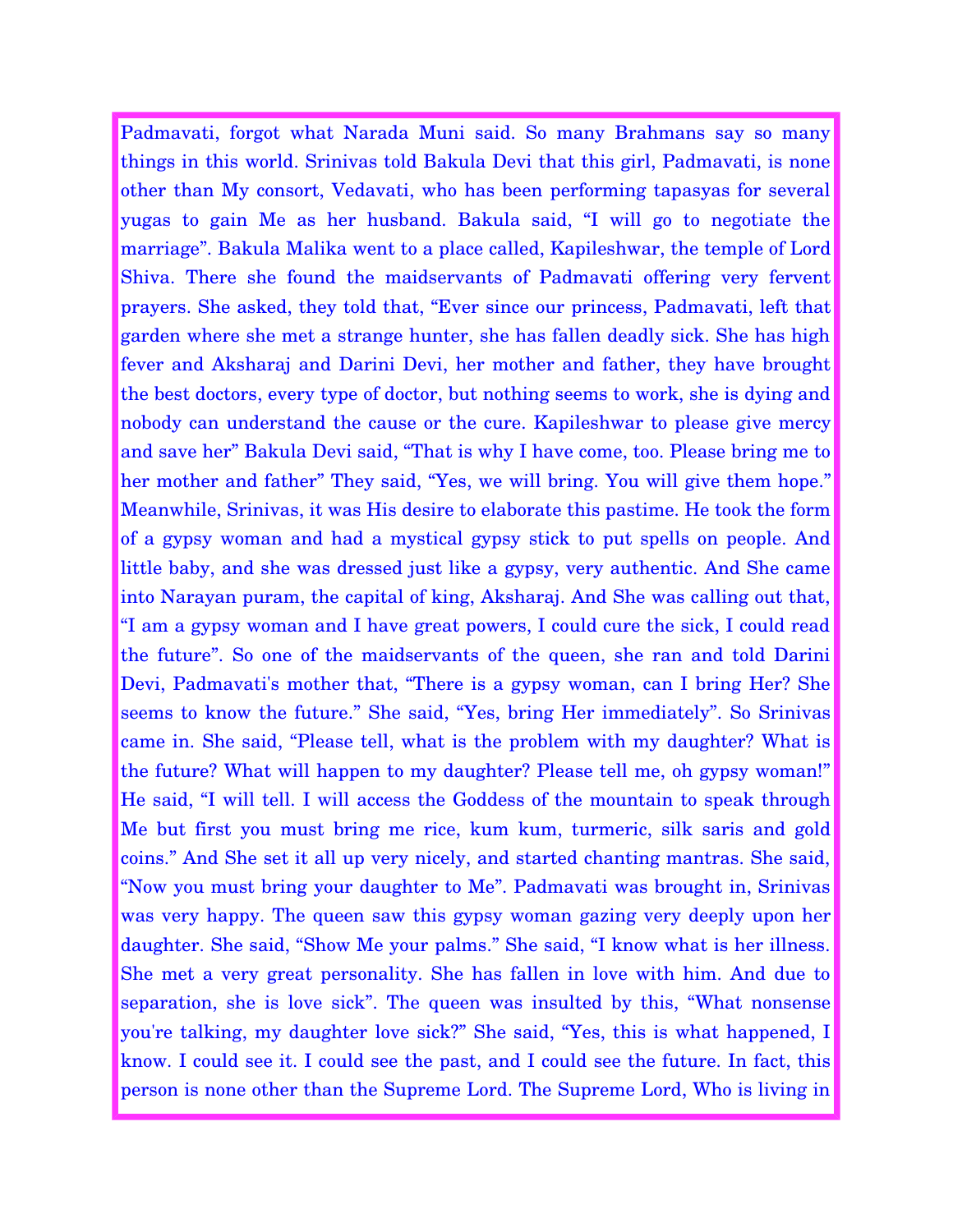Padmavati, forgot what Narada Muni said. So many Brahmans say so many things in this world. Srinivas told Bakula Devi that this girl, Padmavati, is none other than My consort, Vedavati, who has been performing tapasyas for several yugas to gain Me as her husband. Bakula said, "I will go to negotiate the marriage". Bakula Malika went to a place called, Kapileshwar, the temple of Lord Shiva. There she found the maidservants of Padmavati offering very fervent prayers. She asked, they told that, "Ever since our princess, Padmavati, left that garden where she met a strange hunter, she has fallen deadly sick. She has high fever and Aksharaj and Darini Devi, her mother and father, they have brought the best doctors, every type of doctor, but nothing seems to work, she is dying and nobody can understand the cause or the cure. Kapileshwar to please give mercy and save her" Bakula Devi said, "That is why I have come, too. Please bring me to her mother and father" They said, "Yes, we will bring. You will give them hope." Meanwhile, Srinivas, it was His desire to elaborate this pastime. He took the form of a gypsy woman and had a mystical gypsy stick to put spells on people. And little baby, and she was dressed just like a gypsy, very authentic. And She came into Narayan puram, the capital of king, Aksharaj. And She was calling out that, "I am a gypsy woman and I have great powers, I could cure the sick, I could read the future". So one of the maidservants of the queen, she ran and told Darini Devi, Padmavati's mother that, "There is a gypsy woman, can I bring Her? She seems to know the future." She said, "Yes, bring Her immediately". So Srinivas came in. She said, "Please tell, what is the problem with my daughter? What is the future? What will happen to my daughter? Please tell me, oh gypsy woman!" He said, "I will tell. I will access the Goddess of the mountain to speak through Me but first you must bring me rice, kum kum, turmeric, silk saris and gold coins." And She set it all up very nicely, and started chanting mantras. She said, "Now you must bring your daughter to Me". Padmavati was brought in, Srinivas was very happy. The queen saw this gypsy woman gazing very deeply upon her daughter. She said, "Show Me your palms." She said, "I know what is her illness. She met a very great personality. She has fallen in love with him. And due to separation, she is love sick". The queen was insulted by this, "What nonsense you're talking, my daughter love sick?" She said, "Yes, this is what happened, I know. I could see it. I could see the past, and I could see the future. In fact, this person is none other than the Supreme Lord. The Supreme Lord, Who is living in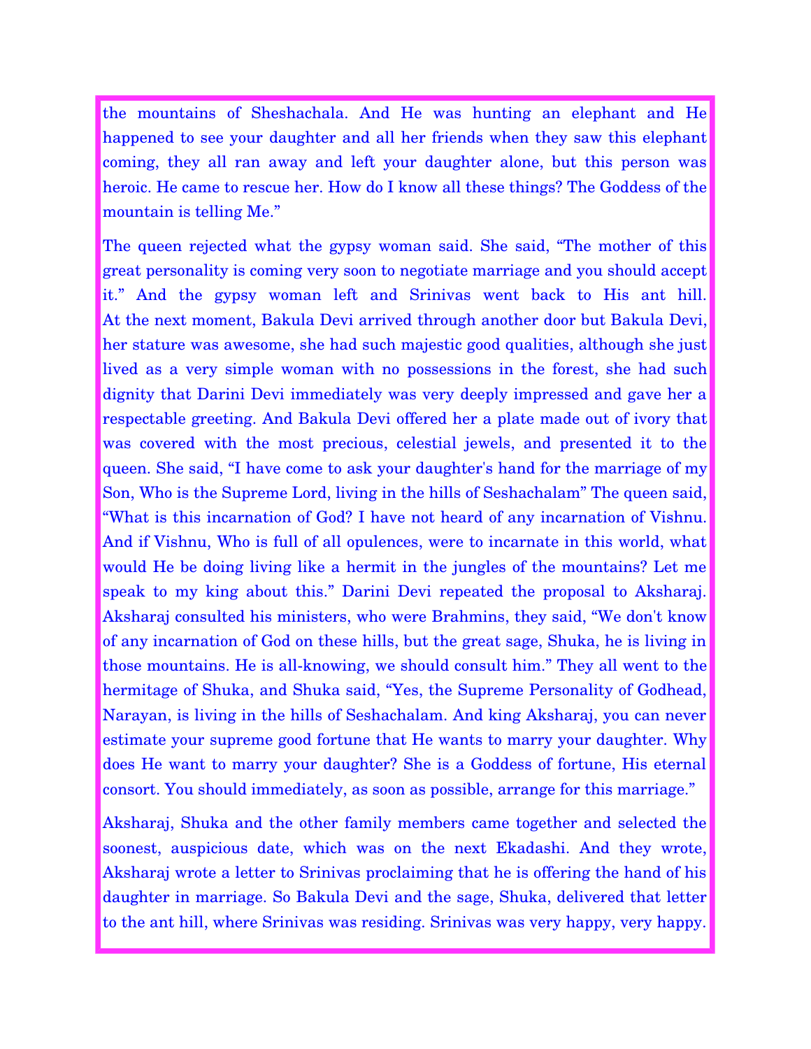the mountains of Sheshachala. And He was hunting an elephant and He happened to see your daughter and all her friends when they saw this elephant coming, they all ran away and left your daughter alone, but this person was heroic. He came to rescue her. How do I know all these things? The Goddess of the mountain is telling Me."

The queen rejected what the gypsy woman said. She said, "The mother of this great personality is coming very soon to negotiate marriage and you should accept it." And the gypsy woman left and Srinivas went back to His ant hill. At the next moment, Bakula Devi arrived through another door but Bakula Devi, her stature was awesome, she had such majestic good qualities, although she just lived as a very simple woman with no possessions in the forest, she had such dignity that Darini Devi immediately was very deeply impressed and gave her a respectable greeting. And Bakula Devi offered her a plate made out of ivory that was covered with the most precious, celestial jewels, and presented it to the queen. She said, "I have come to ask your daughter's hand for the marriage of my Son, Who is the Supreme Lord, living in the hills of Seshachalam" The queen said, "What is this incarnation of God? I have not heard of any incarnation of Vishnu. And if Vishnu, Who is full of all opulences, were to incarnate in this world, what would He be doing living like a hermit in the jungles of the mountains? Let me speak to my king about this." Darini Devi repeated the proposal to Aksharaj. Aksharaj consulted his ministers, who were Brahmins, they said, "We don't know of any incarnation of God on these hills, but the great sage, Shuka, he is living in those mountains. He is all-knowing, we should consult him." They all went to the hermitage of Shuka, and Shuka said, "Yes, the Supreme Personality of Godhead, Narayan, is living in the hills of Seshachalam. And king Aksharaj, you can never estimate your supreme good fortune that He wants to marry your daughter. Why does He want to marry your daughter? She is a Goddess of fortune, His eternal consort. You should immediately, as soon as possible, arrange for this marriage."

Aksharaj, Shuka and the other family members came together and selected the soonest, auspicious date, which was on the next Ekadashi. And they wrote, Aksharaj wrote a letter to Srinivas proclaiming that he is offering the hand of his daughter in marriage. So Bakula Devi and the sage, Shuka, delivered that letter to the ant hill, where Srinivas was residing. Srinivas was very happy, very happy.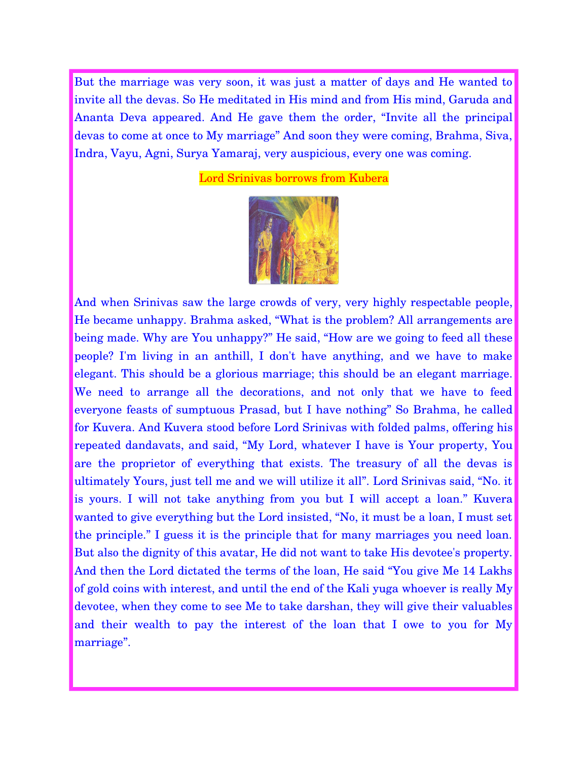But the marriage was very soon, it was just a matter of days and He wanted to invite all the devas. So He meditated in His mind and from His mind, Garuda and Ananta Deva appeared. And He gave them the order, "Invite all the principal devas to come at once to My marriage" And soon they were coming, Brahma, Siva, Indra, Vayu, Agni, Surya Yamaraj, very auspicious, every one was coming.

## Lord Srinivas borrows from Kubera

And when Srinivas saw the large crowds of very, very highly respectable people, He became unhappy. Brahma asked, "What is the problem? All arrangements are being made. Why are You unhappy?" He said, "How are we going to feed all these people? I'm living in an anthill, I don't have anything, and we have to make elegant. This should be a glorious marriage; this should be an elegant marriage. We need to arrange all the decorations, and not only that we have to feed everyone feasts of sumptuous Prasad, but I have nothing" So Brahma, he called for Kuvera. And Kuvera stood before Lord Srinivas with folded palms, offering his repeated dandavats, and said, "My Lord, whatever I have is Your property, You are the proprietor of everything that exists. The treasury of all the devas is ultimately Yours, just tell me and we will utilize it all". Lord Srinivas said, "No. it is yours. I will not take anything from you but I will accept a loan." Kuvera wanted to give everything but the Lord insisted, "No, it must be a loan, I must set the principle." I guess it is the principle that for many marriages you need loan. But also the dignity of this avatar, He did not want to take His devotee's property. And then the Lord dictated the terms of the loan, He said "You give Me 14 Lakhs of gold coins with interest, and until the end of the Kali yuga whoever is really My devotee, when they come to see Me to take darshan, they will give their valuables and their wealth to pay the interest of the loan that I owe to you for My marriage".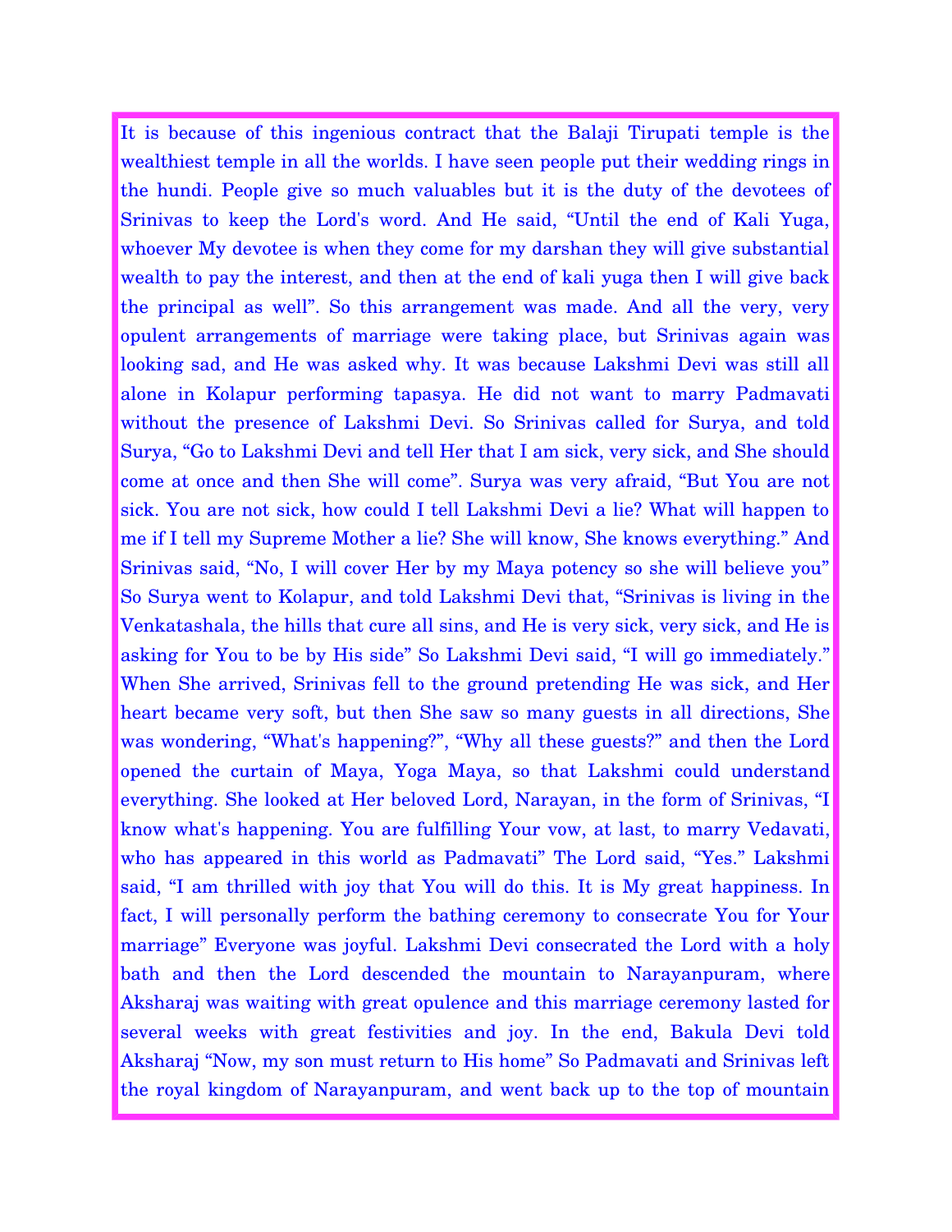It is because of this ingenious contract that the Balaji Tirupati temple is the wealthiest temple in all the worlds. I have seen people put their wedding rings in the hundi. People give so much valuables but it is the duty of the devotees of Srinivas to keep the Lord's word. And He said, “Until the end of Kali Yuga, whoever My devotee is when they come for my darshan they will give substantial wealth to pay the interest, and then at the end of kali yuga then I will give back the principal as well”. So this arrangement was made. And all the very, very opulent arrangements of marriage were taking place, but Srinivas again was looking sad, and He was asked why. It was because Lakshmi Devi was still all alone in Kolapur performing tapasya. He did not want to marry Padmavati without the presence of Lakshmi Devi. So Srinivas called for Surya, and told Surya, “Go to Lakshmi Devi and tell Her that I am sick, very sick, and She should come at once and then She will come”. Surya was very afraid, “But You are not sick. You are not sick, how could I tell Lakshmi Devi a lie? What will happen to me if I tell my Supreme Mother a lie? She will know, She knows everything.” And Srinivas said, “No, I will cover Her by my Maya potency so she will believe you” So Surya went to Kolapur, and told Lakshmi Devi that, “Srinivas is living in the Venkatashala, the hills that cure all sins, and He is very sick, very sick, and He is asking for You to be by His side” So Lakshmi Devi said, “I will go immediately.” When She arrived, Srinivas fell to the ground pretending He was sick, and Her heart became very soft, but then She saw so many guests in all directions, She was wondering, “What's happening?”, “Why all these guests?” and then the Lord opened the curtain of Maya, Yoga Maya, so that Lakshmi could understand everything. She looked at Her beloved Lord, Narayan, in the form of Srinivas, “I know what's happening. You are fulfilling Your vow, at last, to marry Vedavati, who has appeared in this world as Padmavati” The Lord said, “Yes.” Lakshmi said, “I am thrilled with joy that You will do this. It is My great happiness. In fact, I will personally perform the bathing ceremony to consecrate You for Your marriage” Everyone was joyful. Lakshmi Devi consecrated the Lord with a holy bath and then the Lord descended the mountain to Narayanpuram, where Aksharaj was waiting with great opulence and this marriage ceremony lasted for several weeks with great festivities and joy. In the end, Bakula Devi told Aksharaj “Now, my son must return to His home” So Padmavati and Srinivas left the royal kingdom of Narayanpuram, and went back up to the top of mountain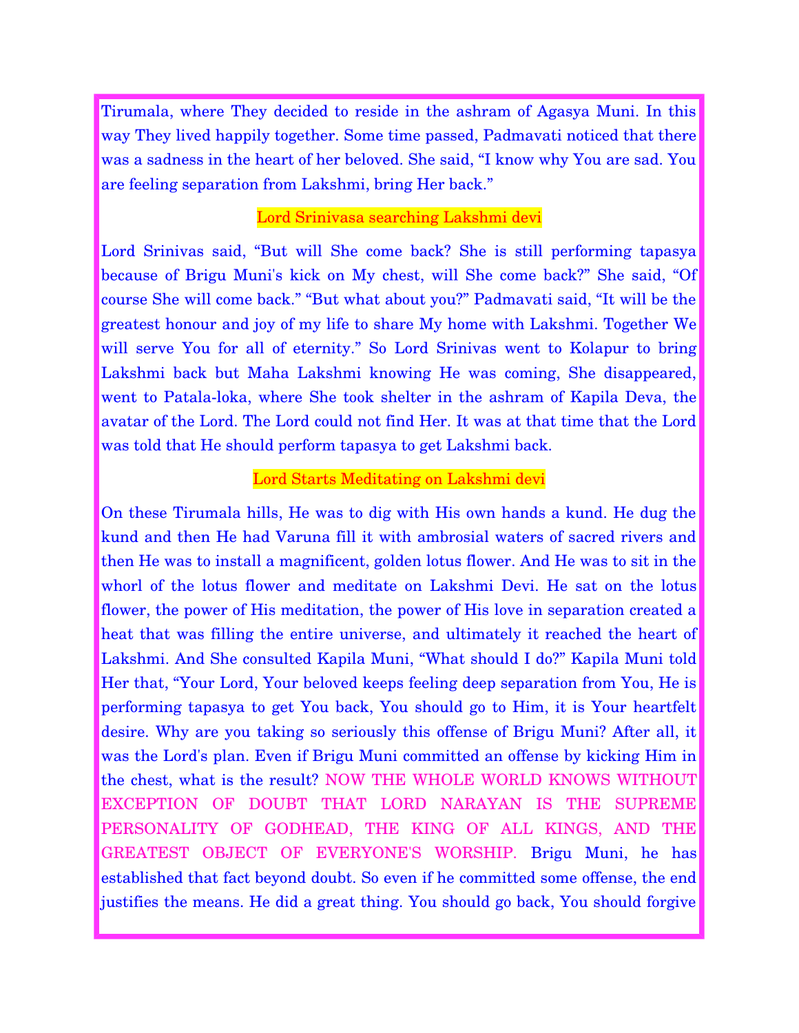Tirumala, where They decided to reside in the ashram of Agasya Muni. In this way They lived happily together. Some time passed, Padmavati noticed that there was a sadness in the heart of her beloved. She said, “I know why You are sad. You are feeling separation from Lakshmi, bring Her back.”

## Lord Srinivasa searching Lakshmi devi

Lord Srinivas said, “But will She come back? She is still performing tapasya because of Brigu Muni's kick on My chest, will She come back?” She said, “Of course She will come back.” “But what about you?” Padmavati said, “It will be the greatest honour and joy of my life to share My home with Lakshmi. Together We will serve You for all of eternity.” So Lord Srinivas went to Kolapur to bring Lakshmi back but Maha Lakshmi knowing He was coming, She disappeared, went to Patala-loka, where She took shelter in the ashram of Kapila Deva, the avatar of the Lord. The Lord could not find Her. It was at that time that the Lord was told that He should perform tapasya to get Lakshmi back.

## Lord Starts Meditating on Lakshmi devi

On these Tirumala hills, He was to dig with His own hands a kund. He dug the kund and then He had Varuna fill it with ambrosial waters of sacred rivers and then He was to install a magnificent, golden lotus flower. And He was to sit in the whorl of the lotus flower and meditate on Lakshmi Devi. He sat on the lotus flower, the power of His meditation, the power of His love in separation created a heat that was filling the entire universe, and ultimately it reached the heart of Lakshmi. And She consulted Kapila Muni, “What should I do?” Kapila Muni told Her that, “Your Lord, Your beloved keeps feeling deep separation from You, He is performing tapasya to get You back, You should go to Him, it is Your heartfelt desire. Why are you taking so seriously this offense of Brigu Muni? After all, it was the Lord's plan. Even if Brigu Muni committed an offense by kicking Him in the chest, what is the result? NOW THE WHOLE WORLD KNOWS WITHOUT EXCEPTION OF DOUBT THAT LORD NARAYAN IS THE SUPREME PERSONALITY OF GODHEAD, THE KING OF ALL KINGS, AND THE GREATEST OBJECT OF EVERYONE'S WORSHIP. Brigu Muni, he has established that fact beyond doubt. So even if he committed some offense, the end justifies the means. He did a great thing. You should go back, You should forgive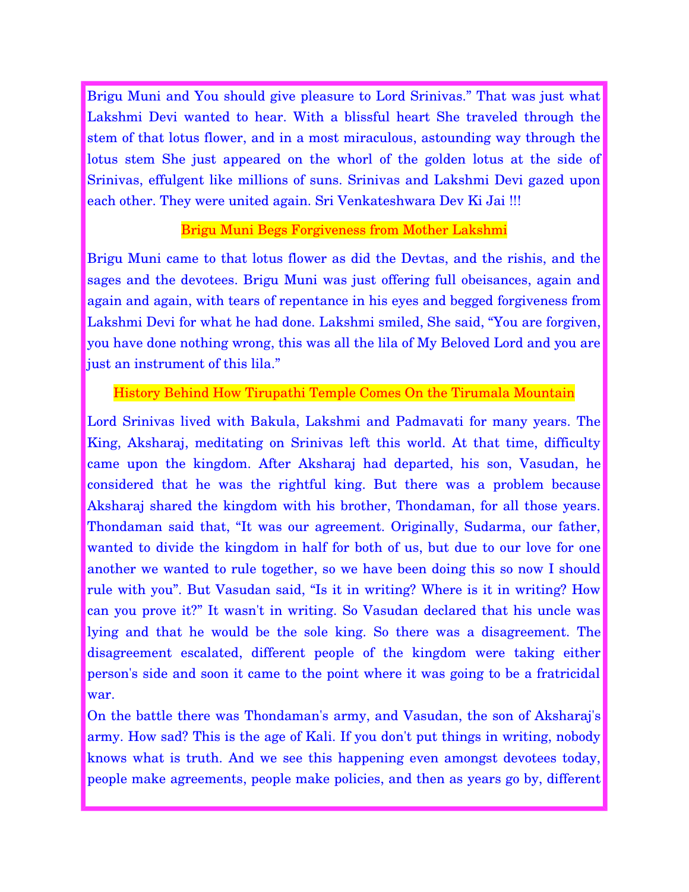Brigu Muni and You should give pleasure to Lord Srinivas." That was just what Lakshmi Devi wanted to hear. With a blissful heart She traveled through the stem of that lotus flower, and in a most miraculous, astounding way through the lotus stem She just appeared on the whorl of the golden lotus at the side of Srinivas, effulgent like millions of suns. Srinivas and Lakshmi Devi gazed upon each other. They were united again. Sri Venkateshwara Dev Ki Jai !!!

## Brigu Muni Begs Forgiveness from Mother Lakshmi

Brigu Muni came to that lotus flower as did the Devtas, and the rishis, and the sages and the devotees. Brigu Muni was just offering full obeisances, again and again and again, with tears of repentance in his eyes and begged forgiveness from Lakshmi Devi for what he had done. Lakshmi smiled, She said, "You are forgiven, you have done nothing wrong, this was all the lila of My Beloved Lord and you are just an instrument of this lila."

## History Behind How Tirupathi Temple Comes On the Tirumala Mountain

Lord Srinivas lived with Bakula, Lakshmi and Padmavati for many years. The King, Aksharaj, meditating on Srinivas left this world. At that time, difficulty came upon the kingdom. After Aksharaj had departed, his son, Vasudan, he considered that he was the rightful king. But there was a problem because Aksharaj shared the kingdom with his brother, Thondaman, for all those years. Thondaman said that, "It was our agreement. Originally, Sudarma, our father, wanted to divide the kingdom in half for both of us, but due to our love for one another we wanted to rule together, so we have been doing this so now I should rule with you". But Vasudan said, "Is it in writing? Where is it in writing? How can you prove it?" It wasn't in writing. So Vasudan declared that his uncle was lying and that he would be the sole king. So there was a disagreement. The disagreement escalated, different people of the kingdom were taking either person's side and soon it came to the point where it was going to be a fratricidal war.

On the battle there was Thondaman's army, and Vasudan, the son of Aksharaj's army. How sad? This is the age of Kali. If you don't put things in writing, nobody knows what is truth. And we see this happening even amongst devotees today, people make agreements, people make policies, and then as years go by, different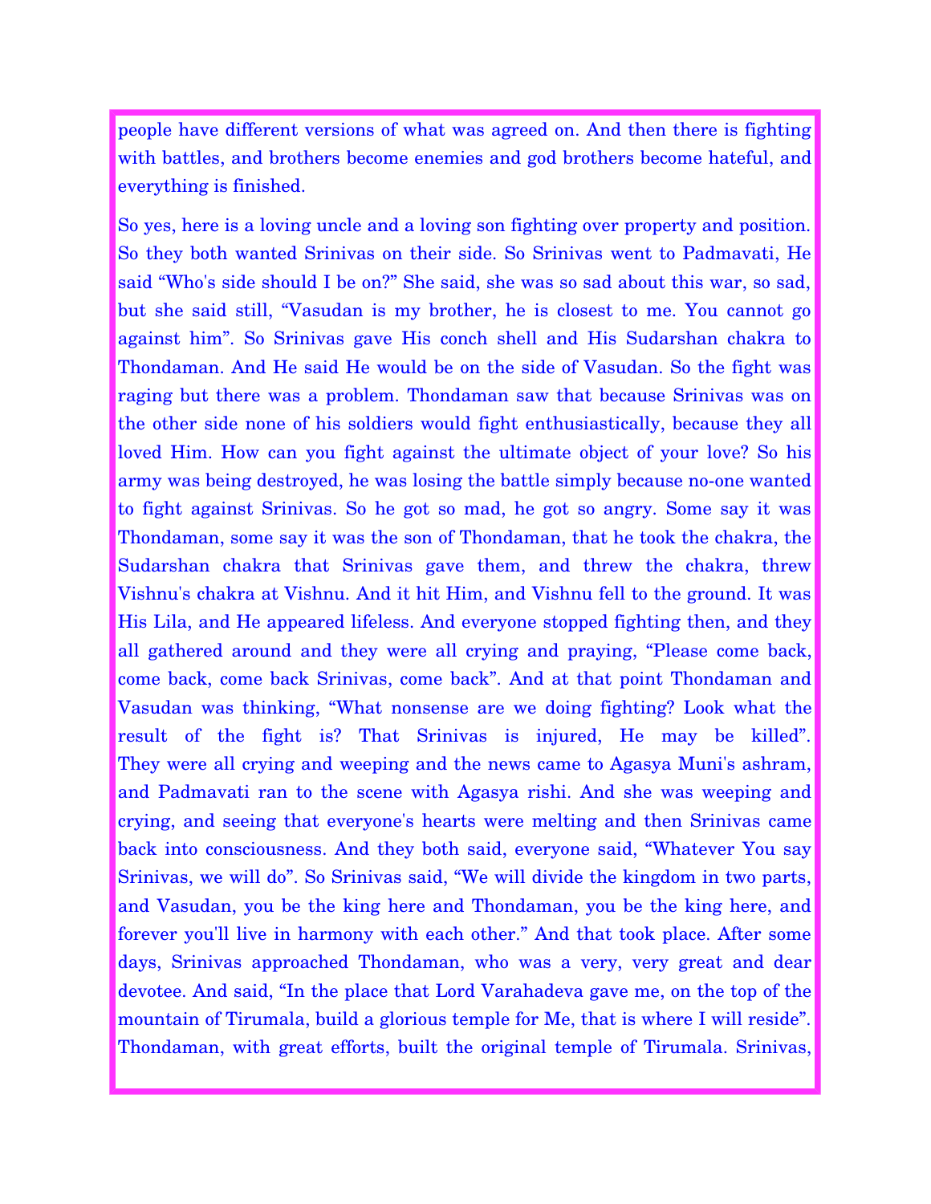people have different versions of what was agreed on. And then there is fighting with battles, and brothers become enemies and god brothers become hateful, and everything is finished.

So yes, here is a loving uncle and a loving son fighting over property and position. So they both wanted Srinivas on their side. So Srinivas went to Padmavati, He said "Who's side should I be on?" She said, she was so sad about this war, so sad, but she said still, "Vasudan is my brother, he is closest to me. You cannot go against him". So Srinivas gave His conch shell and His Sudarshan chakra to Thondaman. And He said He would be on the side of Vasudan. So the fight was raging but there was a problem. Thondaman saw that because Srinivas was on the other side none of his soldiers would fight enthusiastically, because they all loved Him. How can you fight against the ultimate object of your love? So his army was being destroyed, he was losing the battle simply because no-one wanted to fight against Srinivas. So he got so mad, he got so angry. Some say it was Thondaman, some say it was the son of Thondaman, that he took the chakra, the Sudarshan chakra that Srinivas gave them, and threw the chakra, threw Vishnu's chakra at Vishnu. And it hit Him, and Vishnu fell to the ground. It was His Lila, and He appeared lifeless. And everyone stopped fighting then, and they all gathered around and they were all crying and praying, "Please come back, come back, come back Srinivas, come back". And at that point Thondaman and Vasudan was thinking, "What nonsense are we doing fighting? Look what the result of the fight is? That Srinivas is injured, He may be killed". They were all crying and weeping and the news came to Agasya Muni's ashram, and Padmavati ran to the scene with Agasya rishi. And she was weeping and crying, and seeing that everyone's hearts were melting and then Srinivas came back into consciousness. And they both said, everyone said, "Whatever You say Srinivas, we will do". So Srinivas said, "We will divide the kingdom in two parts, and Vasudan, you be the king here and Thondaman, you be the king here, and forever you'll live in harmony with each other." And that took place. After some days, Srinivas approached Thondaman, who was a very, very great and dear devotee. And said, "In the place that Lord Varahadeva gave me, on the top of the mountain of Tirumala, build a glorious temple for Me, that is where I will reside". Thondaman, with great efforts, built the original temple of Tirumala. Srinivas,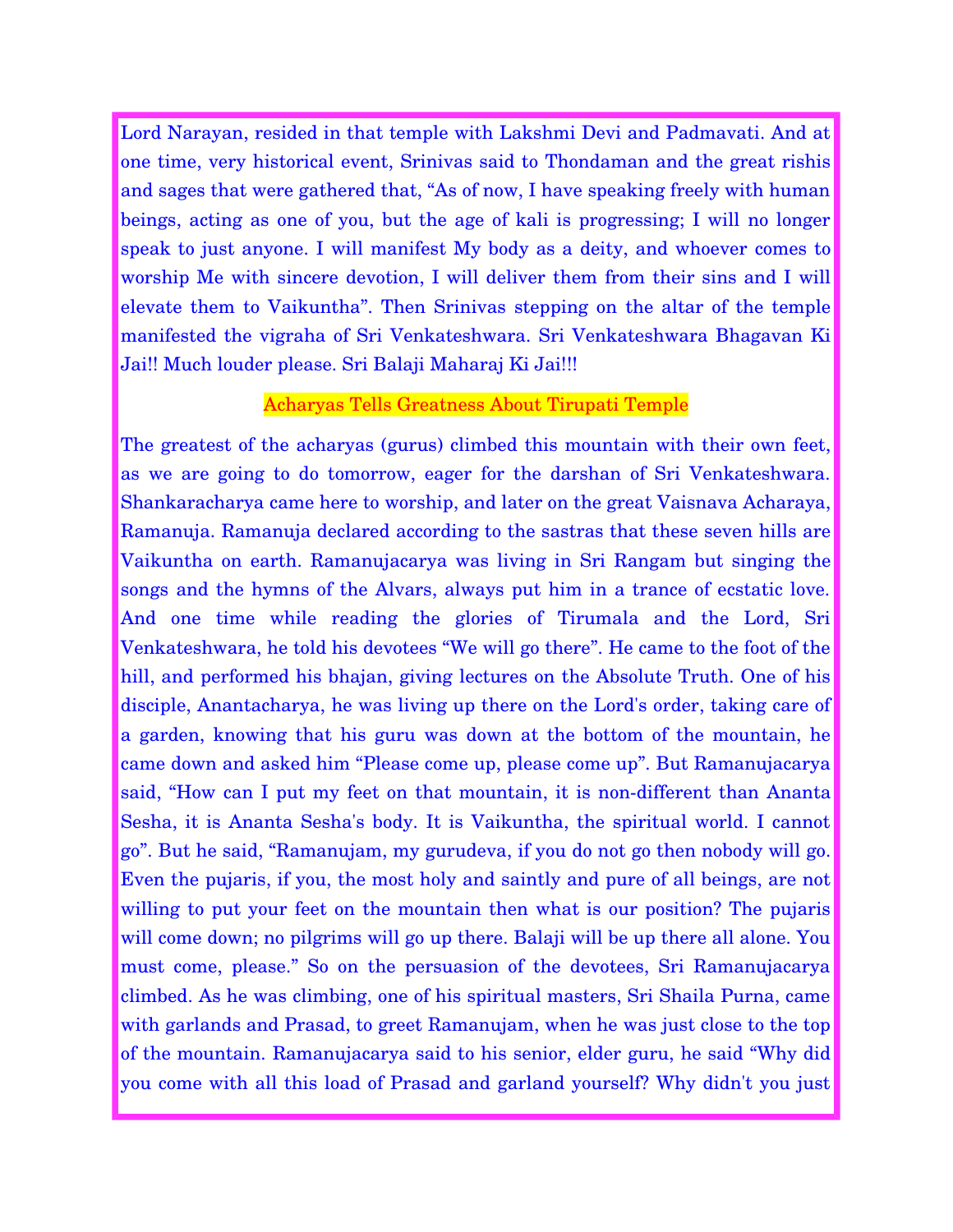Lord Narayan, resided in that temple with Lakshmi Devi and Padmavati. And at one time, very historical event, Srinivas said to Thondaman and the great rishis and sages that were gathered that, "As of now, I have speaking freely with human beings, acting as one of you, but the age of kali is progressing; I will no longer speak to just anyone. I will manifest My body as a deity, and whoever comes to worship Me with sincere devotion, I will deliver them from their sins and I will elevate them to Vaikuntha". Then Srinivas stepping on the altar of the temple manifested the vigraha of Sri Venkateshwara. Sri Venkateshwara Bhagavan Ki Jai!! Much louder please. Sri Balaji Maharaj Ki Jai!!!

## Acharyas Tells Greatness About Tirupati Temple

The greatest of the acharyas (gurus) climbed this mountain with their own feet, as we are going to do tomorrow, eager for the darshan of Sri Venkateshwara. Shankaracharya came here to worship, and later on the great Vaisnava Acharaya, Ramanuja. Ramanuja declared according to the sastras that these seven hills are Vaikuntha on earth. Ramanujacarya was living in Sri Rangam but singing the songs and the hymns of the Alvars, always put him in a trance of ecstatic love. And one time while reading the glories of Tirumala and the Lord, Sri Venkateshwara, he told his devotees "We will go there". He came to the foot of the hill, and performed his bhajan, giving lectures on the Absolute Truth. One of his disciple, Anantacharya, he was living up there on the Lord's order, taking care of a garden, knowing that his guru was down at the bottom of the mountain, he came down and asked him "Please come up, please come up". But Ramanujacarya said, "How can I put my feet on that mountain, it is non-different than Ananta Sesha, it is Ananta Sesha's body. It is Vaikuntha, the spiritual world. I cannot go". But he said, "Ramanujam, my gurudeva, if you do not go then nobody will go. Even the pujaris, if you, the most holy and saintly and pure of all beings, are not willing to put your feet on the mountain then what is our position? The pujaris will come down; no pilgrims will go up there. Balaji will be up there all alone. You must come, please." So on the persuasion of the devotees, Sri Ramanujacarya climbed. As he was climbing, one of his spiritual masters, Sri Shaila Purna, came with garlands and Prasad, to greet Ramanujam, when he was just close to the top of the mountain. Ramanujacarya said to his senior, elder guru, he said "Why did you come with all this load of Prasad and garland yourself? Why didn't you just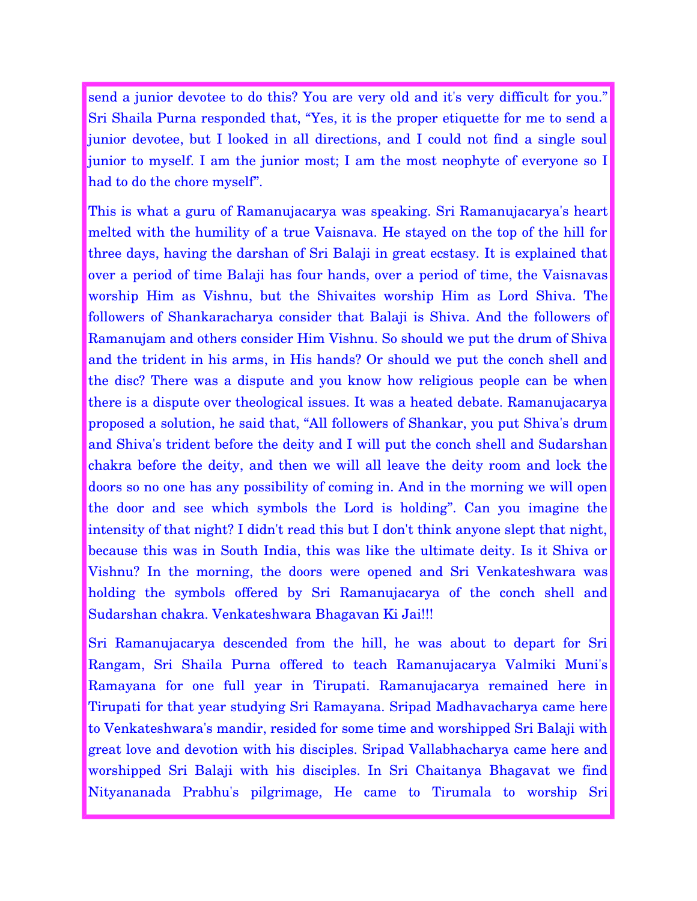send a junior devotee to do this? You are very old and it's very difficult for you." Sri Shaila Purna responded that, "Yes, it is the proper etiquette for me to send a junior devotee, but I looked in all directions, and I could not find a single soul junior to myself. I am the junior most; I am the most neophyte of everyone so I had to do the chore myself".

This is what a guru of Ramanujacarya was speaking. Sri Ramanujacarya's heart melted with the humility of a true Vaisnava. He stayed on the top of the hill for three days, having the darshan of Sri Balaji in great ecstasy. It is explained that over a period of time Balaji has four hands, over a period of time, the Vaisnavas worship Him as Vishnu, but the Shivaites worship Him as Lord Shiva. The followers of Shankaracharya consider that Balaji is Shiva. And the followers of Ramanujam and others consider Him Vishnu. So should we put the drum of Shiva and the trident in his arms, in His hands? Or should we put the conch shell and the disc? There was a dispute and you know how religious people can be when there is a dispute over theological issues. It was a heated debate. Ramanujacarya proposed a solution, he said that, "All followers of Shankar, you put Shiva's drum and Shiva's trident before the deity and I will put the conch shell and Sudarshan chakra before the deity, and then we will all leave the deity room and lock the doors so no one has any possibility of coming in. And in the morning we will open the door and see which symbols the Lord is holding". Can you imagine the intensity of that night? I didn't read this but I don't think anyone slept that night, because this was in South India, this was like the ultimate deity. Is it Shiva or Vishnu? In the morning, the doors were opened and Sri Venkateshwara was holding the symbols offered by Sri Ramanujacarya of the conch shell and Sudarshan chakra. Venkateshwara Bhagavan Ki Jai!!!

Sri Ramanujacarya descended from the hill, he was about to depart for Sri Rangam, Sri Shaila Purna offered to teach Ramanujacarya Valmiki Muni's Ramayana for one full year in Tirupati. Ramanujacarya remained here in Tirupati for that year studying Sri Ramayana. Sripad Madhavacharya came here to Venkateshwara's mandir, resided for some time and worshipped Sri Balaji with great love and devotion with his disciples. Sripad Vallabhacharya came here and worshipped Sri Balaji with his disciples. In Sri Chaitanya Bhagavat we find Nityananada Prabhu's pilgrimage, He came to Tirumala to worship Sri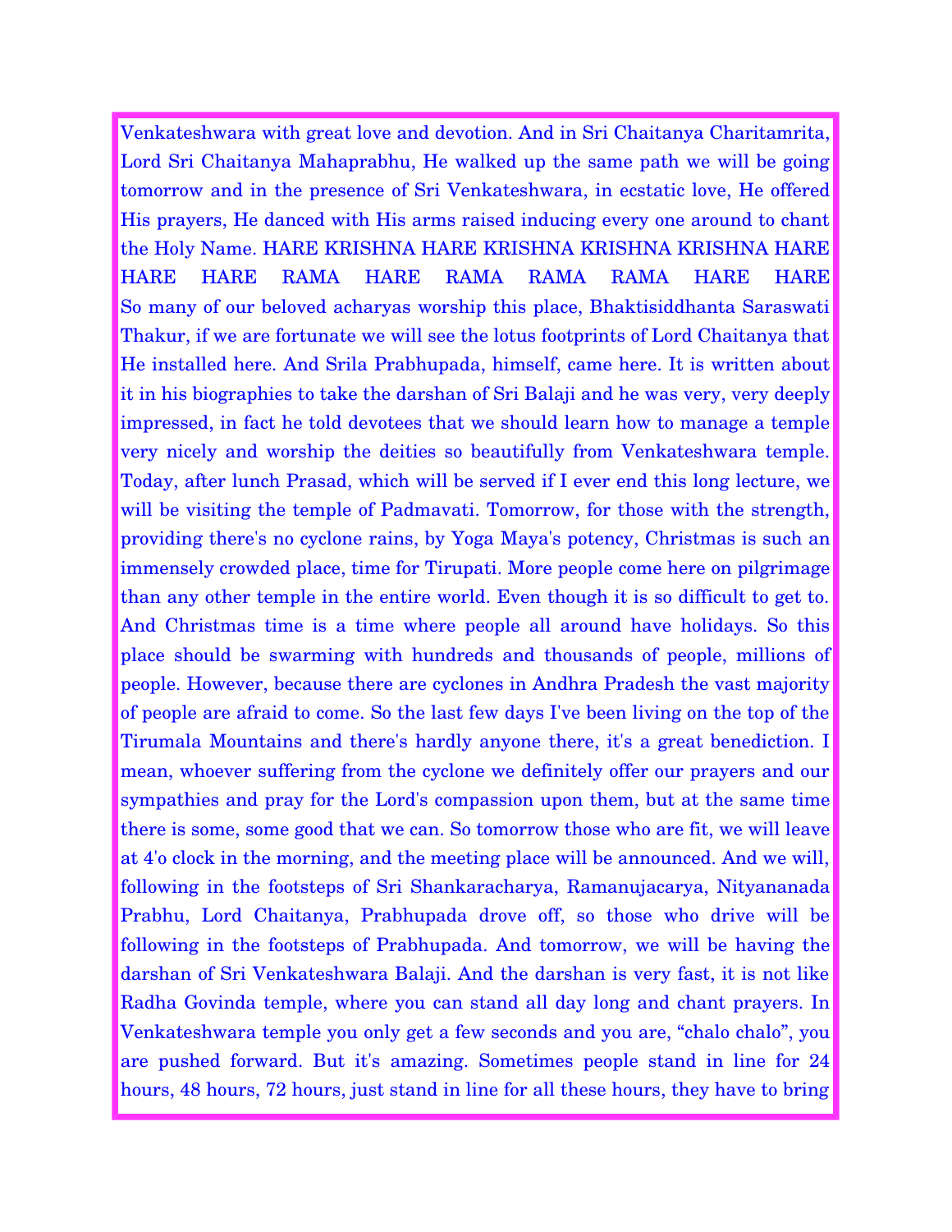Venkateshwara with great love and devotion. And in Sri Chaitanya Charitamrita, Lord Sri Chaitanya Mahaprabhu, He walked up the same path we will be going tomorrow and in the presence of Sri Venkateshwara, in ecstatic love, He offered His prayers, He danced with His arms raised inducing every one around to chant the Holy Name. HARE KRISHNA HARE KRISHNA KRISHNA KRISHNA HARE HARE HARE RAMA HARE RAMA RAMA RAMA HARE HARE So many of our beloved acharyas worship this place, Bhaktisiddhanta Saraswati Thakur, if we are fortunate we will see the lotus footprints of Lord Chaitanya that He installed here. And Srila Prabhupada, himself, came here. It is written about it in his biographies to take the darshan of Sri Balaji and he was very, very deeply impressed, in fact he told devotees that we should learn how to manage a temple very nicely and worship the deities so beautifully from Venkateshwara temple. Today, after lunch Prasad, which will be served if I ever end this long lecture, we will be visiting the temple of Padmavati. Tomorrow, for those with the strength, providing there's no cyclone rains, by Yoga Maya's potency, Christmas is such an immensely crowded place, time for Tirupati. More people come here on pilgrimage than any other temple in the entire world. Even though it is so difficult to get to. And Christmas time is a time where people all around have holidays. So this place should be swarming with hundreds and thousands of people, millions of people. However, because there are cyclones in Andhra Pradesh the vast majority of people are afraid to come. So the last few days I've been living on the top of the Tirumala Mountains and there's hardly anyone there, it's a great benediction. I mean, whoever suffering from the cyclone we definitely offer our prayers and our sympathies and pray for the Lord's compassion upon them, but at the same time there is some, some good that we can. So tomorrow those who are fit, we will leave at 4'o clock in the morning, and the meeting place will be announced. And we will, following in the footsteps of Sri Shankaracharya, Ramanujacarya, Nityananada Prabhu, Lord Chaitanya, Prabhupada drove off, so those who drive will be following in the footsteps of Prabhupada. And tomorrow, we will be having the darshan of Sri Venkateshwara Balaji. And the darshan is very fast, it is not like Radha Govinda temple, where you can stand all day long and chant prayers. In Venkateshwara temple you only get a few seconds and you are, "chalo chalo", you are pushed forward. But it's amazing. Sometimes people stand in line for 24 hours, 48 hours, 72 hours, just stand in line for all these hours, they have to bring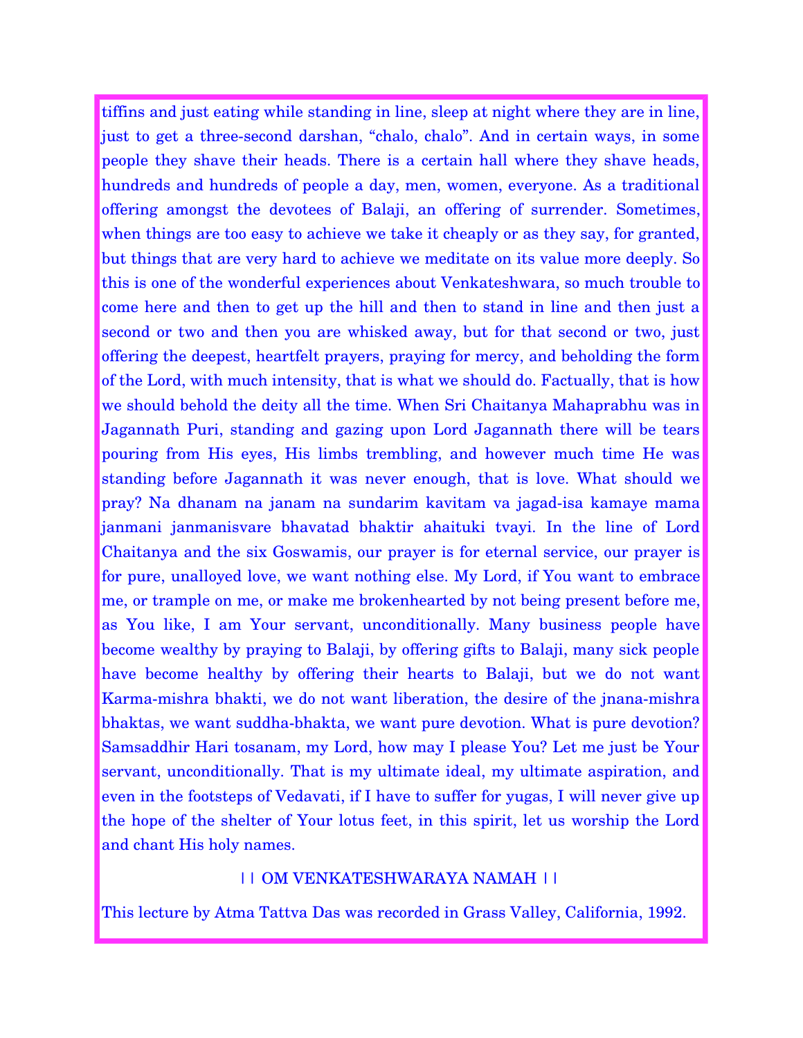tiffins and just eating while standing in line, sleep at night where they are in line, just to get a three-second darshan, "chalo, chalo". And in certain ways, in some people they shave their heads. There is a certain hall where they shave heads, hundreds and hundreds of people a day, men, women, everyone. As a traditional offering amongst the devotees of Balaji, an offering of surrender. Sometimes, when things are too easy to achieve we take it cheaply or as they say, for granted, but things that are very hard to achieve we meditate on its value more deeply. So this is one of the wonderful experiences about Venkateshwara, so much trouble to come here and then to get up the hill and then to stand in line and then just a second or two and then you are whisked away, but for that second or two, just offering the deepest, heartfelt prayers, praying for mercy, and beholding the form of the Lord, with much intensity, that is what we should do. Factually, that is how we should behold the deity all the time. When Sri Chaitanya Mahaprabhu was in Jagannath Puri, standing and gazing upon Lord Jagannath there will be tears pouring from His eyes, His limbs trembling, and however much time He was standing before Jagannath it was never enough, that is love. What should we pray? Na dhanam na janam na sundarim kavitam va jagad-isa kamaye mama janmani janmanisvare bhavatad bhaktir ahaituki tvayi. In the line of Lord Chaitanya and the six Goswamis, our prayer is for eternal service, our prayer is for pure, unalloyed love, we want nothing else. My Lord, if You want to embrace me, or trample on me, or make me brokenhearted by not being present before me, as You like, I am Your servant, unconditionally. Many business people have become wealthy by praying to Balaji, by offering gifts to Balaji, many sick people have become healthy by offering their hearts to Balaji, but we do not want Karma-mishra bhakti, we do not want liberation, the desire of the jnana-mishra bhaktas, we want suddha-bhakta, we want pure devotion. What is pure devotion? Samsaddhir Hari tosanam, my Lord, how may I please You? Let me just be Your servant, unconditionally. That is my ultimate ideal, my ultimate aspiration, and even in the footsteps of Vedavati, if I have to suffer for yugas, I will never give up the hope of the shelter of Your lotus feet, in this spirit, let us worship the Lord and chant His holy names.

| | OM VENKATESHWARAYA NAMAH | |

This lecture by Atma Tattva Das was recorded in Grass Valley, California, 1992.